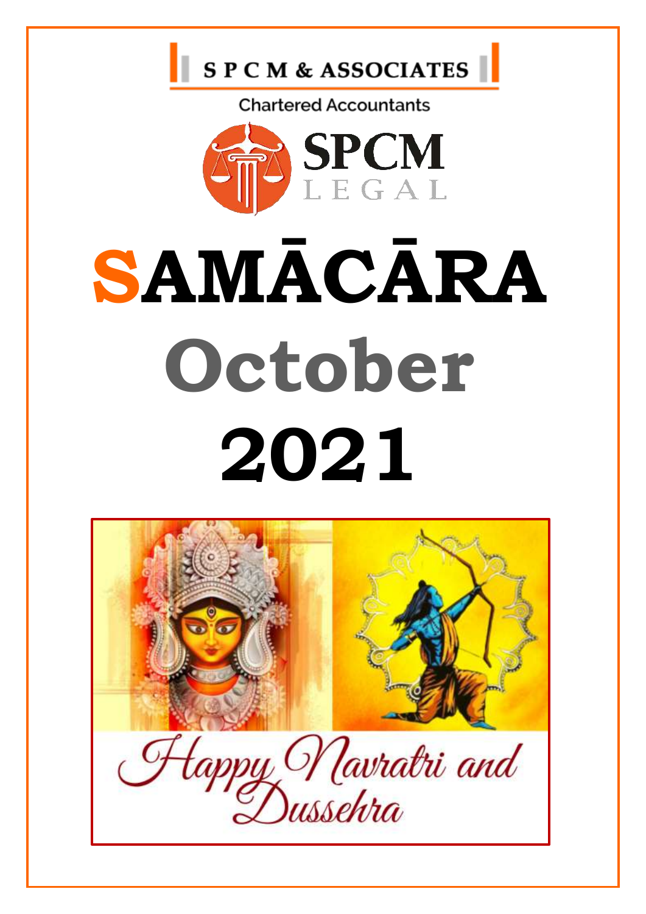S P C M & ASSOCIATES

Chartered Accountants

SPCM LEGAL

# SAMĀCĀRA

# October 2021

Happy Navratri and Dussehra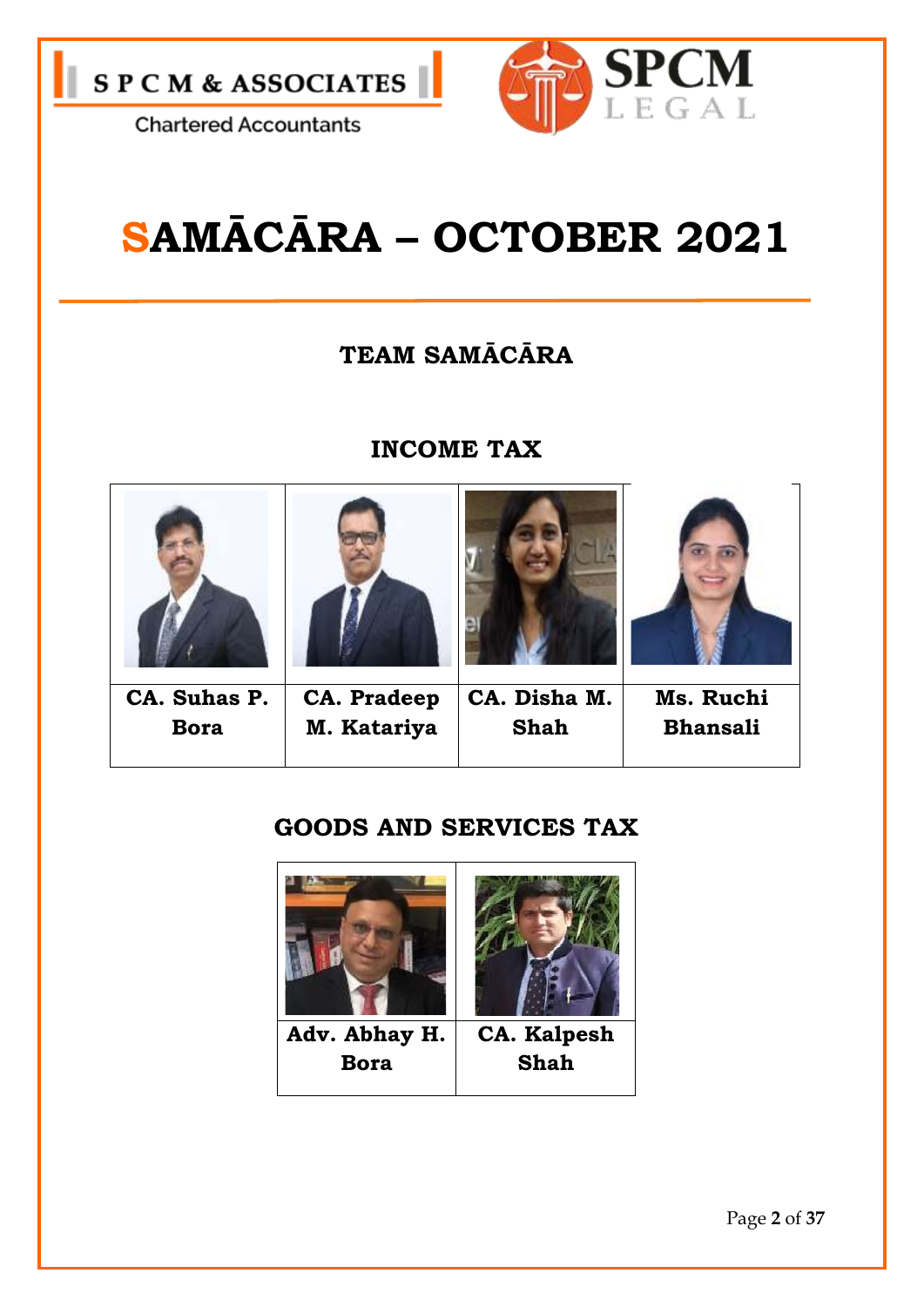S P C M & ASSOCIATES

Chartered Accountants

SPCM LEGAL

# SAMĀCĀRA – OCTOBER 2021

## TEAM SAMĀCĀRA

### INCOME TAX

| CA. Suhas P. Bora | CA. Pradeep M. Katariya | CA. Disha M. Shah | Ms. Ruchi Bhansali |
|---|---|---|---|

### GOODS AND SERVICES TAX

| Adv. Abhay H. Bora | CA. Kalpesh Shah |
|---|---|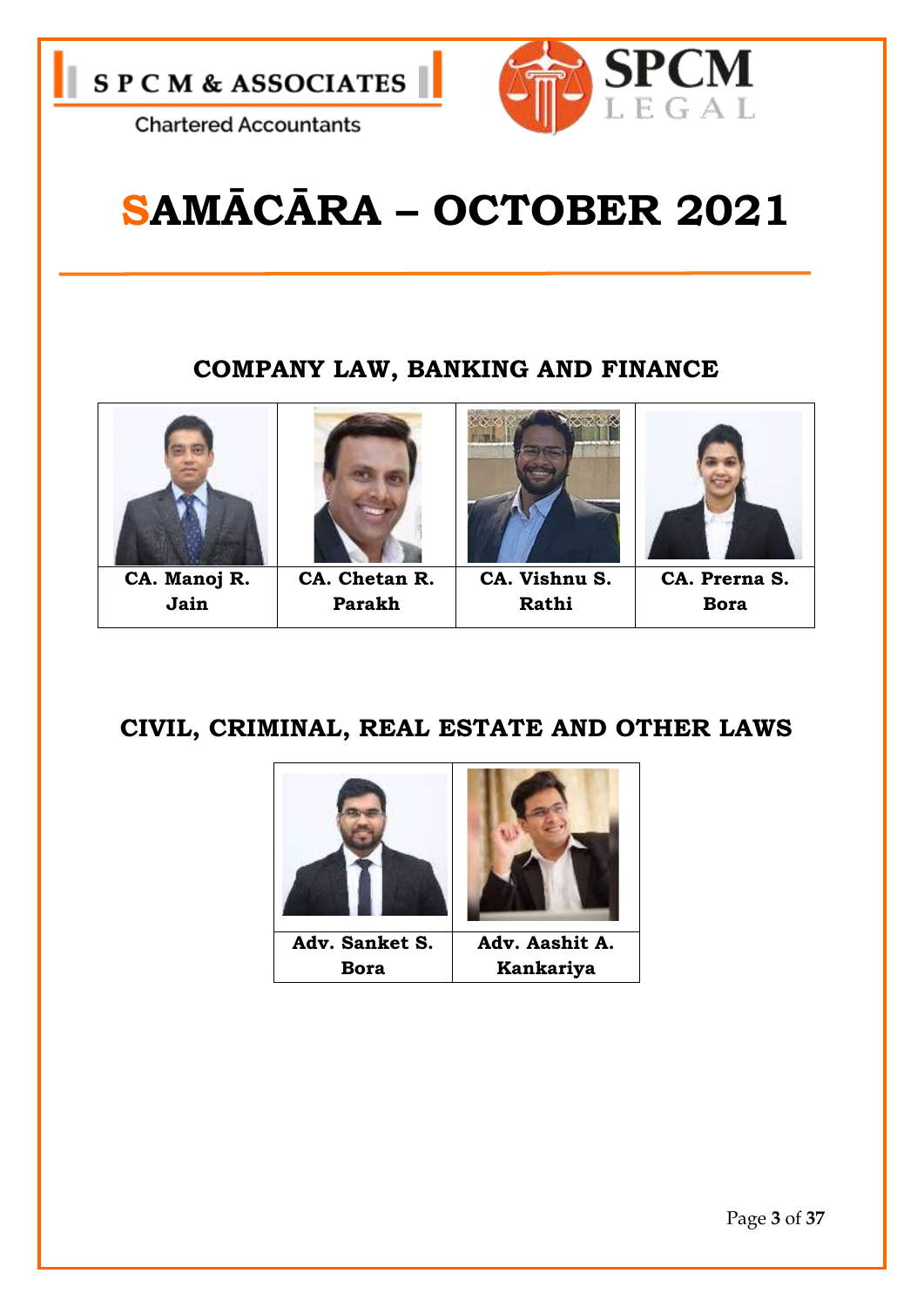S P C M & ASSOCIATES

Chartered Accountants

SPCM LEGAL

# SAMĀCĀRA – OCTOBER 2021

## COMPANY LAW, BANKING AND FINANCE

| CA. Manoj R. Jain | CA. Chetan R. Parakh | CA. Vishnu S. Rathi | CA. Prerna S. Bora |
|---|---|---|---|

## CIVIL, CRIMINAL, REAL ESTATE AND OTHER LAWS

| Adv. Sanket S. Bora | Adv. Aashit A. Kankariya |
|---|---|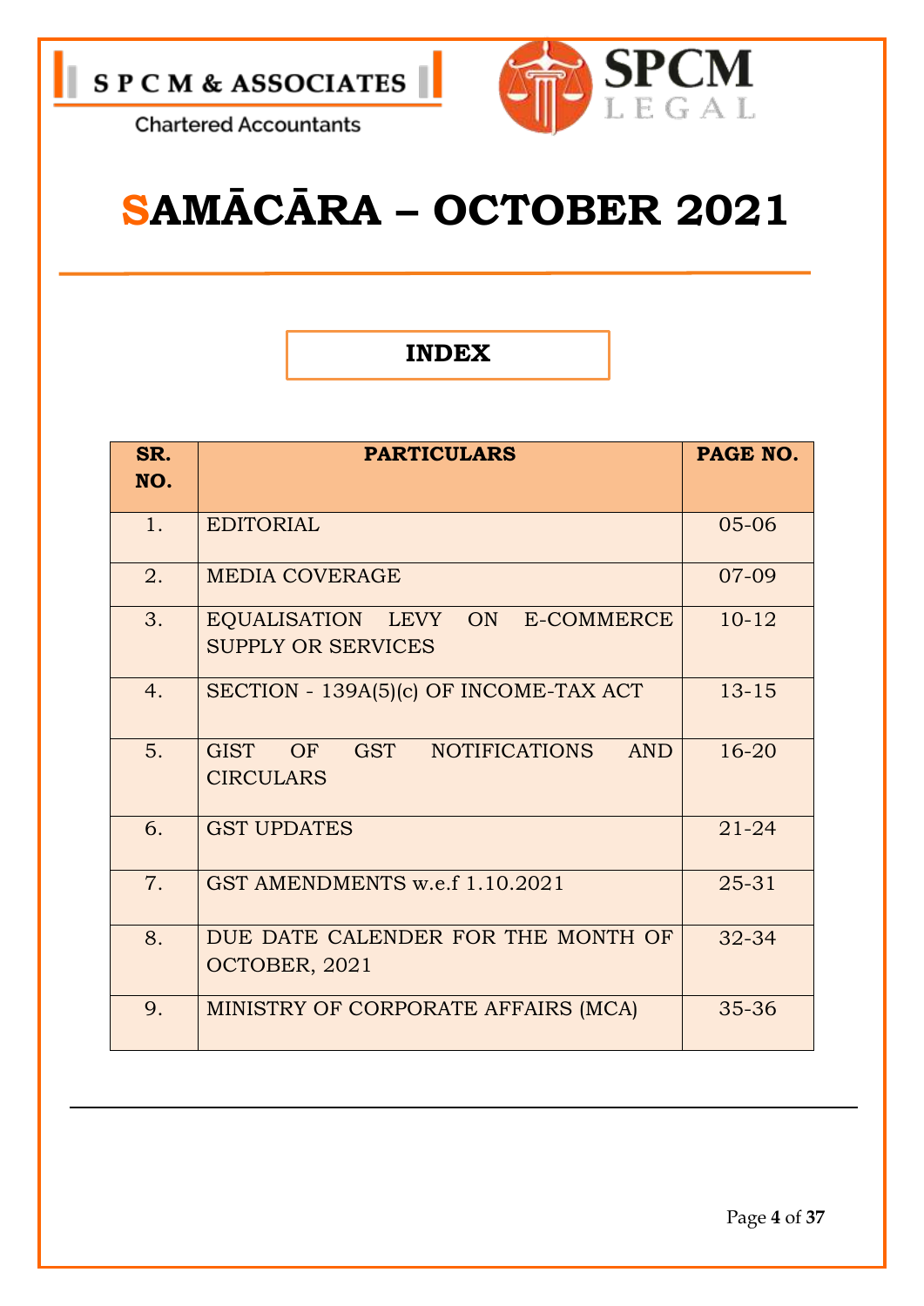S P C M & ASSOCIATES

Chartered Accountants

SPCM LEGAL

# SAMĀCĀRA – OCTOBER 2021

## INDEX

| SR. NO. | PARTICULARS | PAGE NO. |
|---|---|---|
| 1. | EDITORIAL | 05-06 |
| 2. | MEDIA COVERAGE | 07-09 |
| 3. | EQUALISATION LEVY ON E-COMMERCE SUPPLY OR SERVICES | 10-12 |
| 4. | SECTION - 139A(5)(c) OF INCOME-TAX ACT | 13-15 |
| 5. | GIST OF GST NOTIFICATIONS AND CIRCULARS | 16-20 |
| 6. | GST UPDATES | 21-24 |
| 7. | GST AMENDMENTS w.e.f 1.10.2021 | 25-31 |
| 8. | DUE DATE CALENDER FOR THE MONTH OF OCTOBER, 2021 | 32-34 |
| 9. | MINISTRY OF CORPORATE AFFAIRS (MCA) | 35-36 |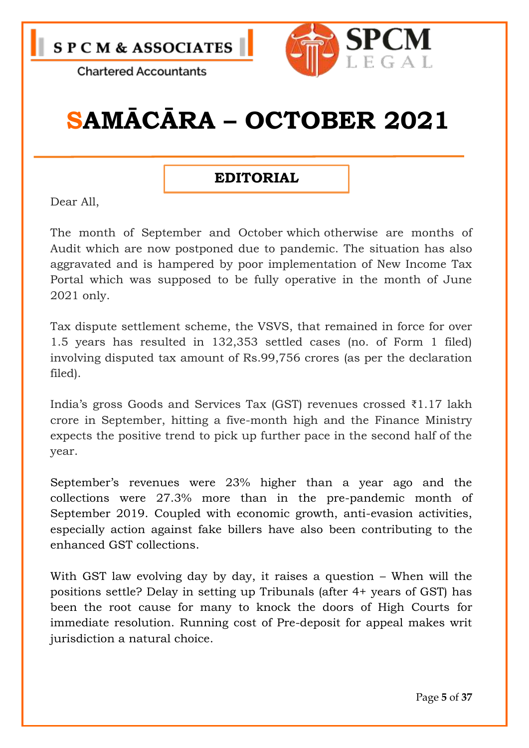S P C M & ASSOCIATES

Chartered Accountants

SPCM LEGAL

# SAMĀCĀRA – OCTOBER 2021

## EDITORIAL

Dear All,

The month of September and October which otherwise are months of Audit which are now postponed due to pandemic. The situation has also aggravated and is hampered by poor implementation of New Income Tax Portal which was supposed to be fully operative in the month of June 2021 only.

Tax dispute settlement scheme, the VSVS, that remained in force for over 1.5 years has resulted in 132,353 settled cases (no. of Form 1 filed) involving disputed tax amount of Rs.99,756 crores (as per the declaration filed).

India's gross Goods and Services Tax (GST) revenues crossed ₹1.17 lakh crore in September, hitting a five-month high and the Finance Ministry expects the positive trend to pick up further pace in the second half of the year.

September's revenues were 23% higher than a year ago and the collections were 27.3% more than in the pre-pandemic month of September 2019. Coupled with economic growth, anti-evasion activities, especially action against fake billers have also been contributing to the enhanced GST collections.

With GST law evolving day by day, it raises a question – When will the positions settle? Delay in setting up Tribunals (after 4+ years of GST) has been the root cause for many to knock the doors of High Courts for immediate resolution. Running cost of Pre-deposit for appeal makes writ jurisdiction a natural choice.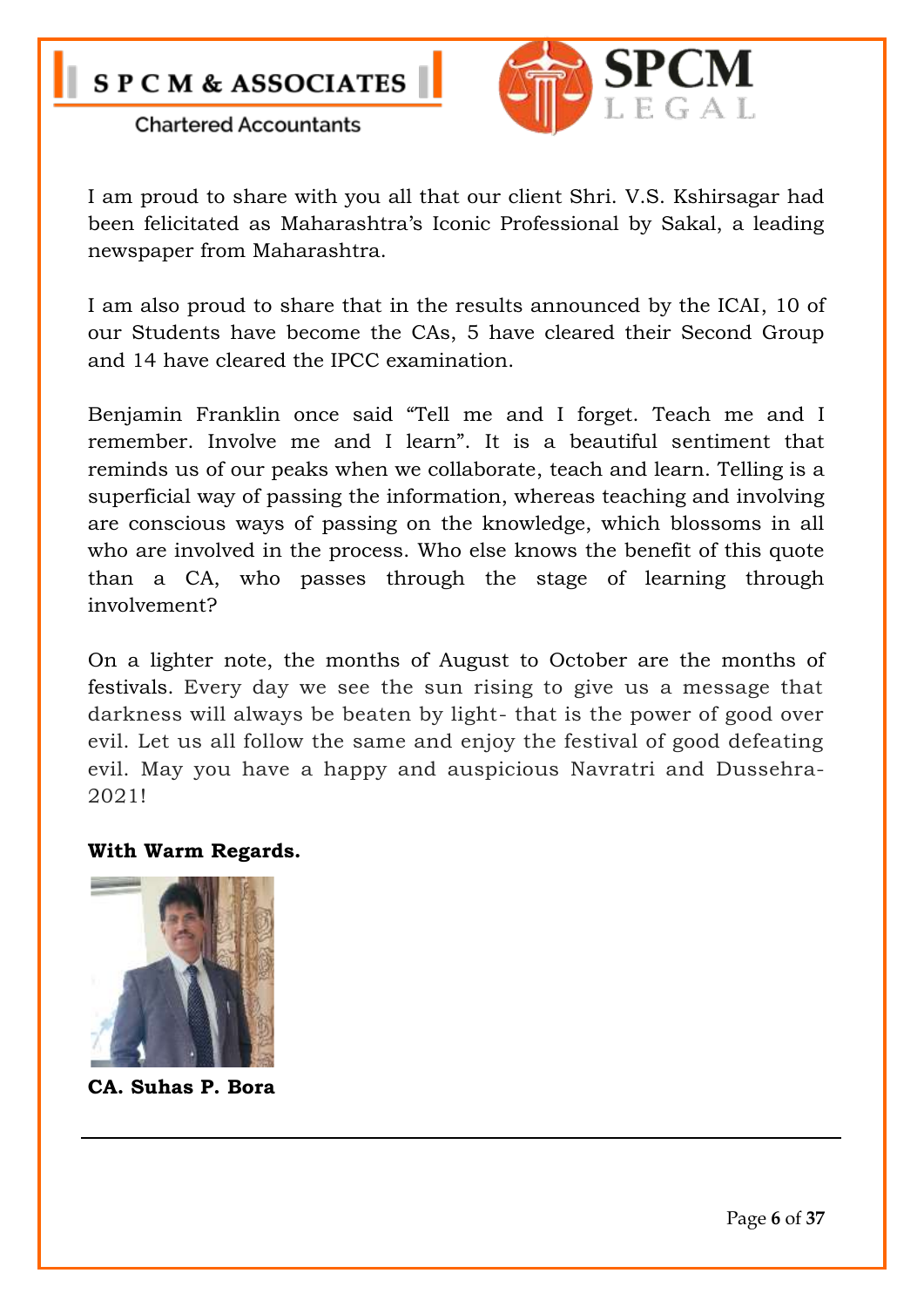I am proud to share with you all that our client Shri. V.S. Kshirsagar had been felicitated as Maharashtra's Iconic Professional by Sakal, a leading newspaper from Maharashtra.

I am also proud to share that in the results announced by the ICAI, 10 of our Students have become the CAs, 5 have cleared their Second Group and 14 have cleared the IPCC examination.

Benjamin Franklin once said "Tell me and I forget. Teach me and I remember. Involve me and I learn". It is a beautiful sentiment that reminds us of our peaks when we collaborate, teach and learn. Telling is a superficial way of passing the information, whereas teaching and involving are conscious ways of passing on the knowledge, which blossoms in all who are involved in the process. Who else knows the benefit of this quote than a CA, who passes through the stage of learning through involvement?

On a lighter note, the months of August to October are the months of festivals. Every day we see the sun rising to give us a message that darkness will always be beaten by light- that is the power of good over evil. Let us all follow the same and enjoy the festival of good defeating evil. May you have a happy and auspicious Navratri and Dussehra-2021!

**With Warm Regards.**

**CA. Suhas P. Bora**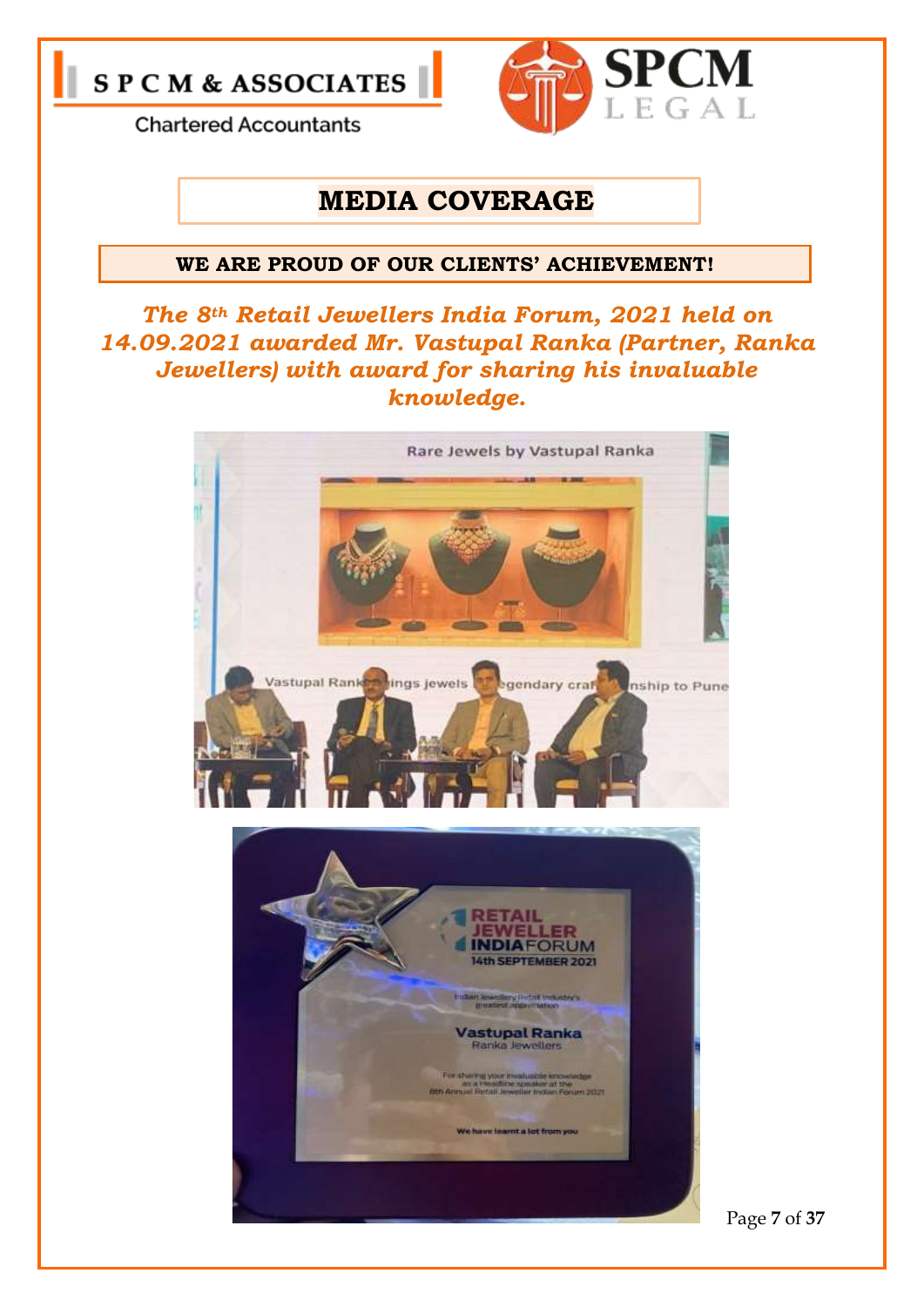# MEDIA COVERAGE

**WE ARE PROUD OF OUR CLIENTS' ACHIEVEMENT!**

***The 8th Retail Jewellers India Forum, 2021 held on 14.09.2021 awarded Mr. Vastupal Ranka (Partner, Ranka Jewellers) with award for sharing his invaluable knowledge.***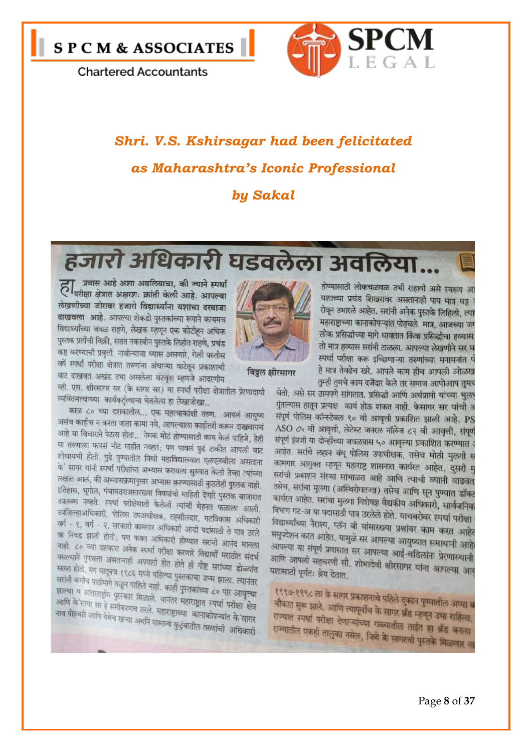*Shri. V.S. Kshirsagar had been felicitated as Maharashtra's Iconic Professional by Sakal*

# हजारो अधिकारी घडवलेला अवलिया...

**हा प्रवास आहे अशा अवलियाचा, की ज्याने स्पर्धा परीक्षा क्षेत्रात अक्षरशः क्रांती केली आहे. आपल्या लेखणीच्या जोरावर हजारो विद्यार्थ्यांना यशाचा दरवाजा दाखवला आहे.** आपल्या शेकडो पुस्तकांच्या रूपाने कायमच विद्यार्थ्यांच्या जवळ राहणे, लेखक म्हणून एक कोटीहून अधिक पुस्तक प्रतींची विक्री, सतत नवनवीन पुस्तके लिहीत राहणे, प्रचंड कष्ट करण्याची प्रवृत्ती, नावीन्याचा ध्यास असणारे, गेली पस्तीस वर्षे स्पर्धा परीक्षा क्षेत्रात तरुणांना अंधाऱ्या वाटेतून प्रकाशाची वाट दाखवत अखंड उभा असलेला वटवृक्ष म्हणजे आदरणीय व्ही. एस. क्षीरसागर सर (के सागर सर) या स्पर्धा परीक्षा क्षेत्रातील प्रेरणादायी व्यक्तिमत्त्वाच्या कार्यकर्तृत्वाचा घेतलेला हा लेखाजोखा..

विठ्ठल क्षीरसागर

काळ ८० च्या दशकातील... एक महत्त्वाकांक्षी तरुण.. आपलं आयुष्य असंच काहीच न करता जाता कामा नये, आपल्याला काहीतरी करून दाखवायचं आहे या विचाराने पेटला होता... नेमकं मोठं होण्यासाठी काय केलं पाहिजे, हेही या तरुणाला फारसं नीट माहीत नव्हतं; पण पावलं पुढं टाकीत आपली वाट शोधायची होती. पुढे पुण्यातील विधी महाविद्यालयात एलएलबीला असताना के सागर यांनी स्पर्धा परीक्षांचा अभ्यास करायला सुरुवात केली तेव्हा त्यांच्या लक्षात आलं, की अभ्यासक्रमानुसार अभ्यास करण्यासाठी कुठलेही पुस्तक नाही. इतिहास, भूगोल, पंचायतराजसारख्या विषयांची माहिती देणारे पुस्तक बाजारात उपलब्ध नव्हते. स्पर्धा परीक्षेसाठी केलेली त्यांची मेहनत फळाला आली. उपजिल्हाधिकारी, पोलिस उपअधीक्षक, तहसीलदार, गटविकास अधिकारी वर्ग - १, वर्ग - २, सरकारी कामगार अधिकारी आदी पदांसाठी ते पात्र ठरले वा निवड झाली होती; पण फक्त अधिकारी होण्यात सरांनी आनंद मानला नाही. ८० च्या दशकात अनेक स्पर्धा परीक्षा करणारे विद्यार्थी मराठीत संदर्भ नसल्याने गुणवत्ता असतानाही अपयशी होत. होते ही गोष्ट सरांच्या डोळ्यांत सलत होती. मग यातूनच १९८६ मध्ये पहिल्या पुस्तकाचा जन्म झाला. त्यानंतर सरांनी कधीच पाठीमागे वळून पाहिले नाही. काही पुस्तकांच्या ८० पार आवृत्त्या झाल्या व आंतरराष्ट्रीय पुरस्कार मिळाले. यानंतर महाराष्ट्रात स्पर्धा परीक्षा क्षेत्र आणि के सागर सर हे समीकरणच ठरले. महाराष्ट्राच्या कानाकोपऱ्यात के सागर नाव पोहचले आणि येथेच खऱ्या अर्थाने सामान्य कुटुंबातील तरुणांची अधिकारी होण्यासाठी लोकचळवळ उभी राहावी असे स्वरूप आ[...] यशाच्या प्रचंड शिखरावर असतानाही पाय मात्र घट्ट [...] रोवून उभारले आहेत. सरांनी अनेक पुस्तके लिहिली, त्या महाराष्ट्राच्या कानाकोपऱ्यात पोहचले. मात्र, आजच्या जग[...] लोक प्रसिद्धीच्या मागे धावतात किंवा प्रसिद्धीचा हव्यास [...] तो मात्र हव्यास सरांनी टाळला. आपल्या लेखणीने सर म[...] स्पर्धा परीक्षा करू इच्छिणाऱ्या तरुणांच्या मनामनांत [...] हे मात्र तेवढेच खरे. आपले काम हीच आपली ओळख [...] तुम्ही तुमचे काम दर्जेदार केले तर समाज आपोआप तुमच[...] घेतो, असे सर ठामपणे सांगतात. प्रसिद्धी आणि अर्थप्राप्ती यांच्या भुल[...] गुंतल्यास हातून प्रत्यक्ष कार्य होऊ शकत नाही. केसागर सर यांची [...] संपूर्ण पोलिस कॉन्स्टेबल ९० वी आवृत्ती प्रकाशित झाली आहे. PS[...] ASO ८५ वी आवृत्ती, लेटेस्ट जनरल नॉलेज ८२ वी आवृत्ती, संपूर्ण [...] संपूर्ण इंग्रजी या दोन्हींच्या जवळपास ५० आवृत्त्या प्रकाशित करण्यात [...] आहेत. सरांचे लहान बंधू पोलिस उपाधीक्षक, तसेच मोठी मुलगी स[...] कामगार आयुक्त म्हणून महाराष्ट्र शासनात कार्यरत आहेत. दुसरी मु[...] सरांची प्रकाशन संस्था सांभाळत आहे आणि त्याची व्याप्ती वाढवत [...] तसेच, सरांचा मुलगा (अस्थिरोगतज्ज्ञ) तसेच आणि सून पुण्यात डॉक्ट[...] कार्यरत आहेत. सरांचा मुलगा विशेषज्ञ वैद्यकीय अधिकारी, सार्वजनिक [...] विभाग गट-अ या पदासाठी पात्र ठरलेले होते. याचबरोबर स्पर्धा परीक्षा [...] विद्यार्थ्यांच्या नैराश्य, एकं बी यांसारख्या प्रश्नांवर काम करत आहे[...] समुपदेशन करत आहेत. यामुळे सर आपल्या आयुष्यात समाधानी आहे[...] आपल्या या संपूर्ण प्रवासात सर आपल्या आई-वडिलांना प्रेरणास्थानी [...] आणि आपली सहचरणी सौ. शोभादेवी क्षीरसागर यांना आपल्या आय[...] यशासाठी पूर्णतः श्रेय देतात.

**१९९७-१९९८ ला के सागर प्रकाशनाचे पहिले दुकान पुण्यातील अप्पा ब[...] चौकात सुरू झाले. आणि त्यापूर्वीच के सागर ब्रँड म्हणून उभा राहिला. [...] राज्यात स्पर्धा परीक्षा देणाऱ्यांच्या गळ्यातील ताईत हा ब्रँड बनला [...] राज्यातील एकही तालुका नसेल, जिथे के सागरची पुस्तके मिळणार ना[...]**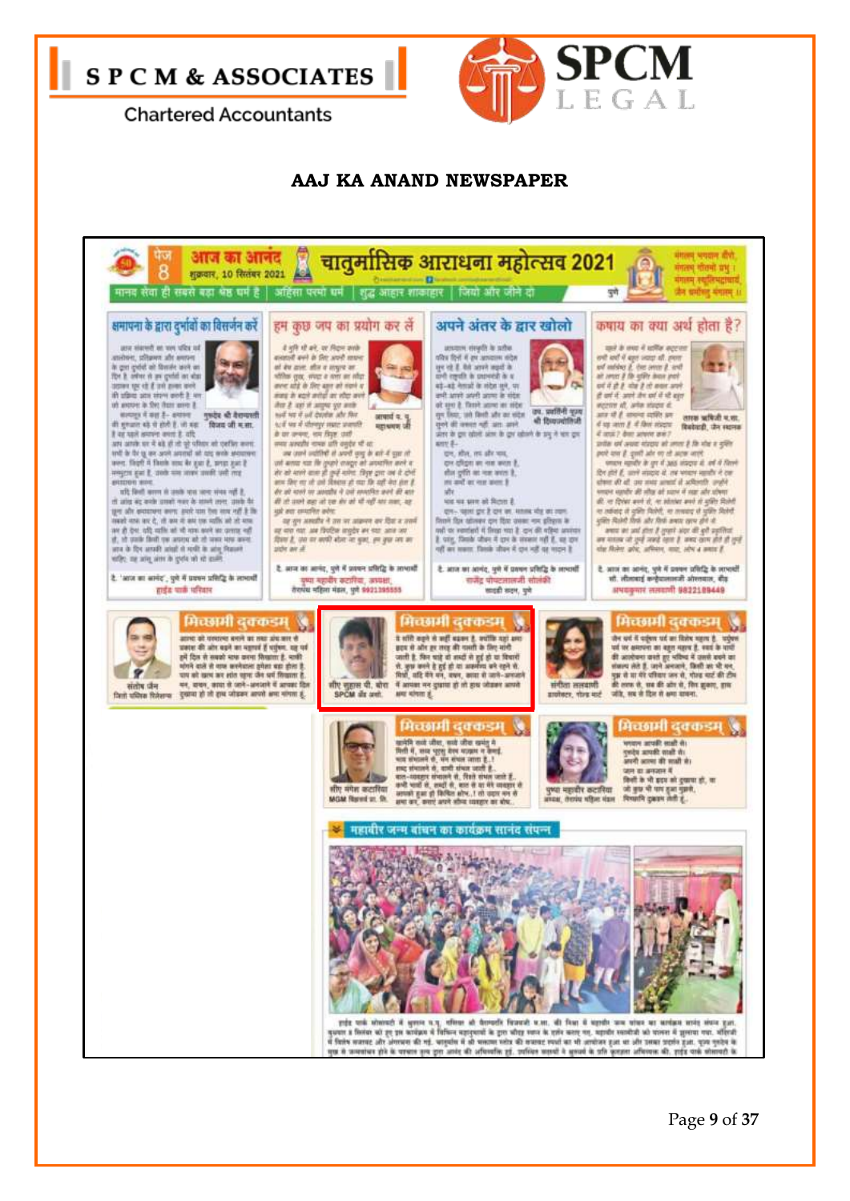**AAJ KA ANAND NEWSPAPER**

**आज का आनंद**

पेज 8

शुक्रवार, 10 सितंबर 2021

# चातुर्मासिक आराधना महोत्सव 2021

मानव सेवा ही सबसे बड़ा श्रेष्ठ धर्म है | अहिंसा परमो धर्म | शुद्ध आहार शाकाहार | जियो और जीने दो

## क्षमापना के द्वारा दुर्भावों का विसर्जन करें

## हम कुछ जप का प्रयोग कर लें

## अपने अंतर के द्वार खोलो

## कषाय का क्या अर्थ होता है?

## मिच्छामी दुक्कडम्

## मिच्छामी दुक्कडम्

सीए सुहास पी. बोरा
SPCM अँड असो.

## मिच्छामी दुक्कडम्

## मिच्छामी दुक्कडम्

## मिच्छामी दुक्कडम्

## महावीर जन्म वांचन का कार्यक्रम सानंद संपन्न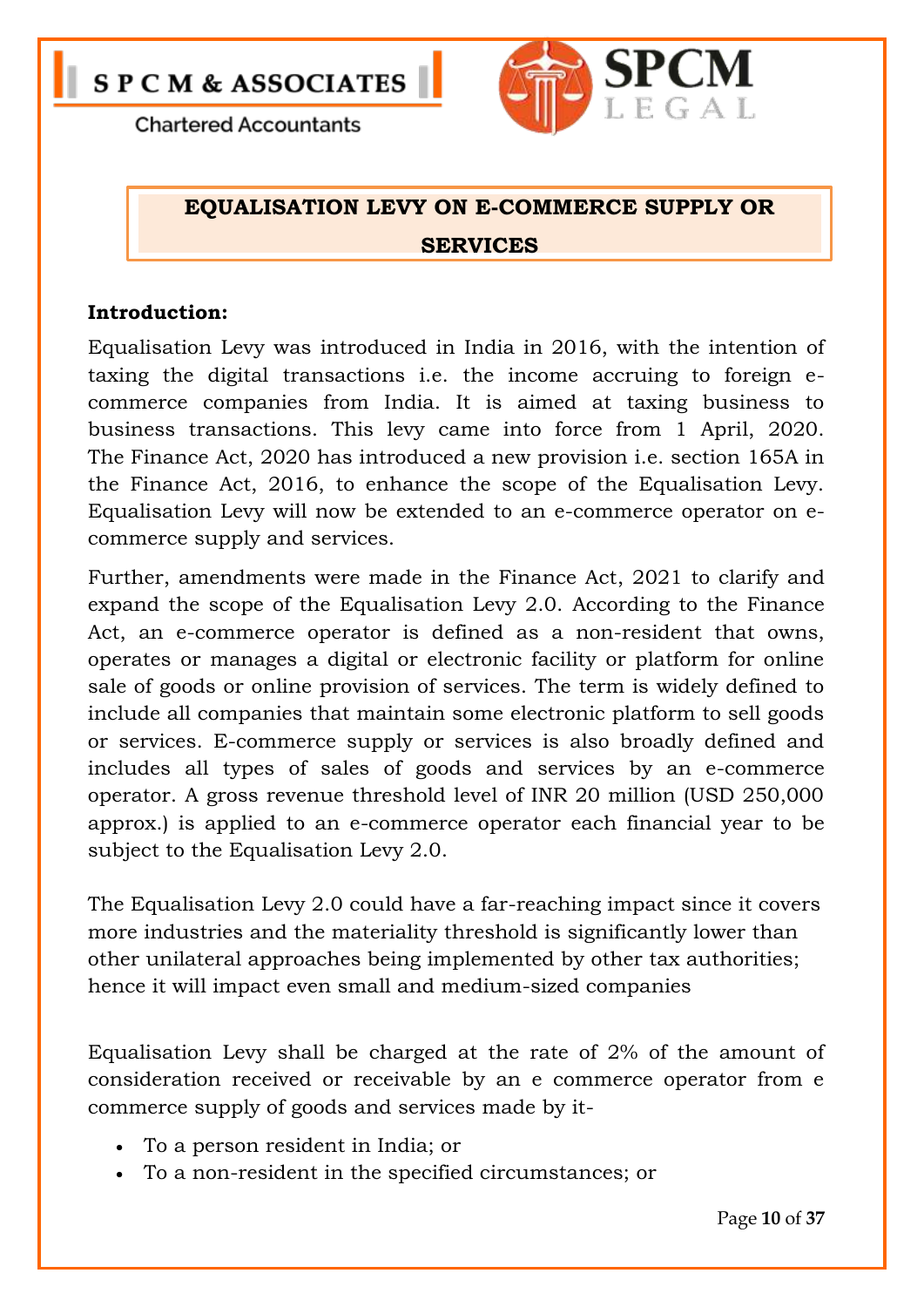## EQUALISATION LEVY ON E-COMMERCE SUPPLY OR SERVICES

**Introduction:**

Equalisation Levy was introduced in India in 2016, with the intention of taxing the digital transactions i.e. the income accruing to foreign e-commerce companies from India. It is aimed at taxing business to business transactions. This levy came into force from 1 April, 2020. The Finance Act, 2020 has introduced a new provision i.e. section 165A in the Finance Act, 2016, to enhance the scope of the Equalisation Levy. Equalisation Levy will now be extended to an e-commerce operator on e-commerce supply and services.

Further, amendments were made in the Finance Act, 2021 to clarify and expand the scope of the Equalisation Levy 2.0. According to the Finance Act, an e-commerce operator is defined as a non-resident that owns, operates or manages a digital or electronic facility or platform for online sale of goods or online provision of services. The term is widely defined to include all companies that maintain some electronic platform to sell goods or services. E-commerce supply or services is also broadly defined and includes all types of sales of goods and services by an e-commerce operator. A gross revenue threshold level of INR 20 million (USD 250,000 approx.) is applied to an e-commerce operator each financial year to be subject to the Equalisation Levy 2.0.

The Equalisation Levy 2.0 could have a far-reaching impact since it covers more industries and the materiality threshold is significantly lower than other unilateral approaches being implemented by other tax authorities; hence it will impact even small and medium-sized companies

Equalisation Levy shall be charged at the rate of 2% of the amount of consideration received or receivable by an e commerce operator from e commerce supply of goods and services made by it-

- To a person resident in India; or
- To a non-resident in the specified circumstances; or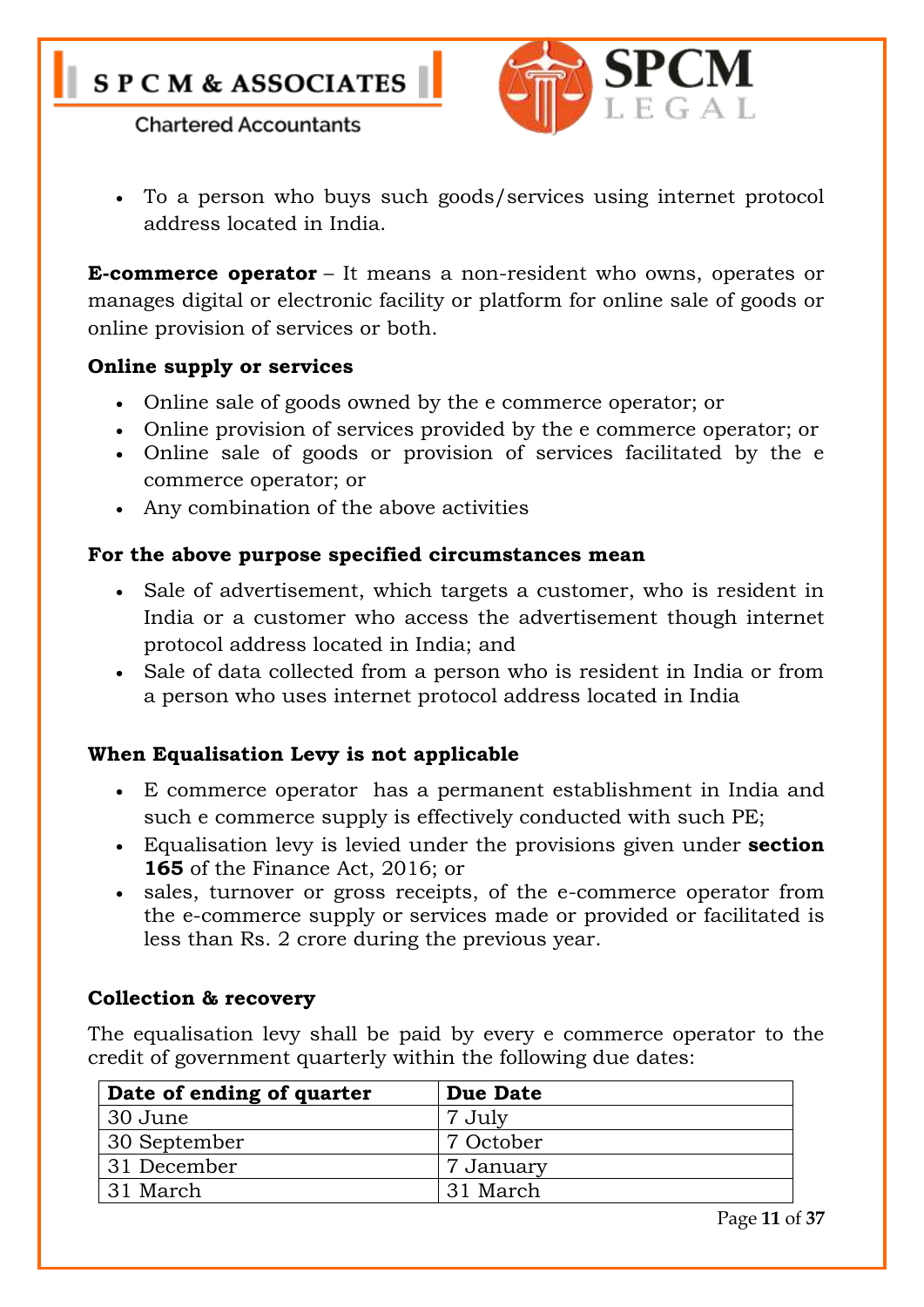- To a person who buys such goods/services using internet protocol address located in India.

**E-commerce operator** – It means a non-resident who owns, operates or manages digital or electronic facility or platform for online sale of goods or online provision of services or both.

**Online supply or services**

- Online sale of goods owned by the e commerce operator; or
- Online provision of services provided by the e commerce operator; or
- Online sale of goods or provision of services facilitated by the e commerce operator; or
- Any combination of the above activities

**For the above purpose specified circumstances mean**

- Sale of advertisement, which targets a customer, who is resident in India or a customer who access the advertisement though internet protocol address located in India; and
- Sale of data collected from a person who is resident in India or from a person who uses internet protocol address located in India

**When Equalisation Levy is not applicable**

- E commerce operator has a permanent establishment in India and such e commerce supply is effectively conducted with such PE;
- Equalisation levy is levied under the provisions given under **section 165** of the Finance Act, 2016; or
- sales, turnover or gross receipts, of the e-commerce operator from the e-commerce supply or services made or provided or facilitated is less than Rs. 2 crore during the previous year.

**Collection & recovery**

The equalisation levy shall be paid by every e commerce operator to the credit of government quarterly within the following due dates:

| Date of ending of quarter | Due Date |
|---|---|
| 30 June | 7 July |
| 30 September | 7 October |
| 31 December | 7 January |
| 31 March | 31 March |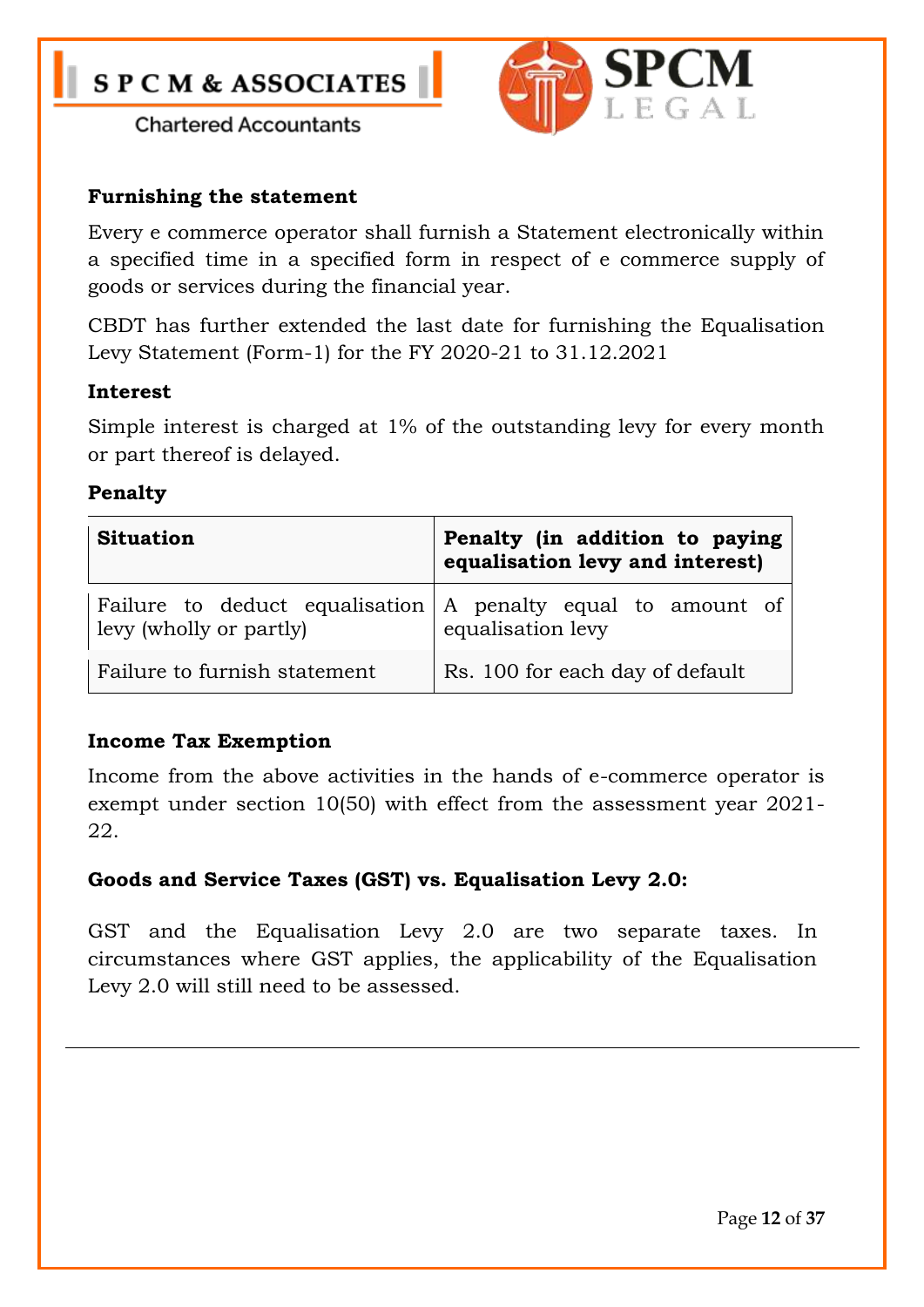**Furnishing the statement**

Every e commerce operator shall furnish a Statement electronically within a specified time in a specified form in respect of e commerce supply of goods or services during the financial year.

CBDT has further extended the last date for furnishing the Equalisation Levy Statement (Form-1) for the FY 2020-21 to 31.12.2021

**Interest**

Simple interest is charged at 1% of the outstanding levy for every month or part thereof is delayed.

**Penalty**

| **Situation** | **Penalty (in addition to paying equalisation levy and interest)** |
|---|---|
| Failure to deduct equalisation levy (wholly or partly) | A penalty equal to amount of equalisation levy |
| Failure to furnish statement | Rs. 100 for each day of default |

**Income Tax Exemption**

Income from the above activities in the hands of e-commerce operator is exempt under section 10(50) with effect from the assessment year 2021-22.

**Goods and Service Taxes (GST) vs. Equalisation Levy 2.0:**

GST and the Equalisation Levy 2.0 are two separate taxes. In circumstances where GST applies, the applicability of the Equalisation Levy 2.0 will still need to be assessed.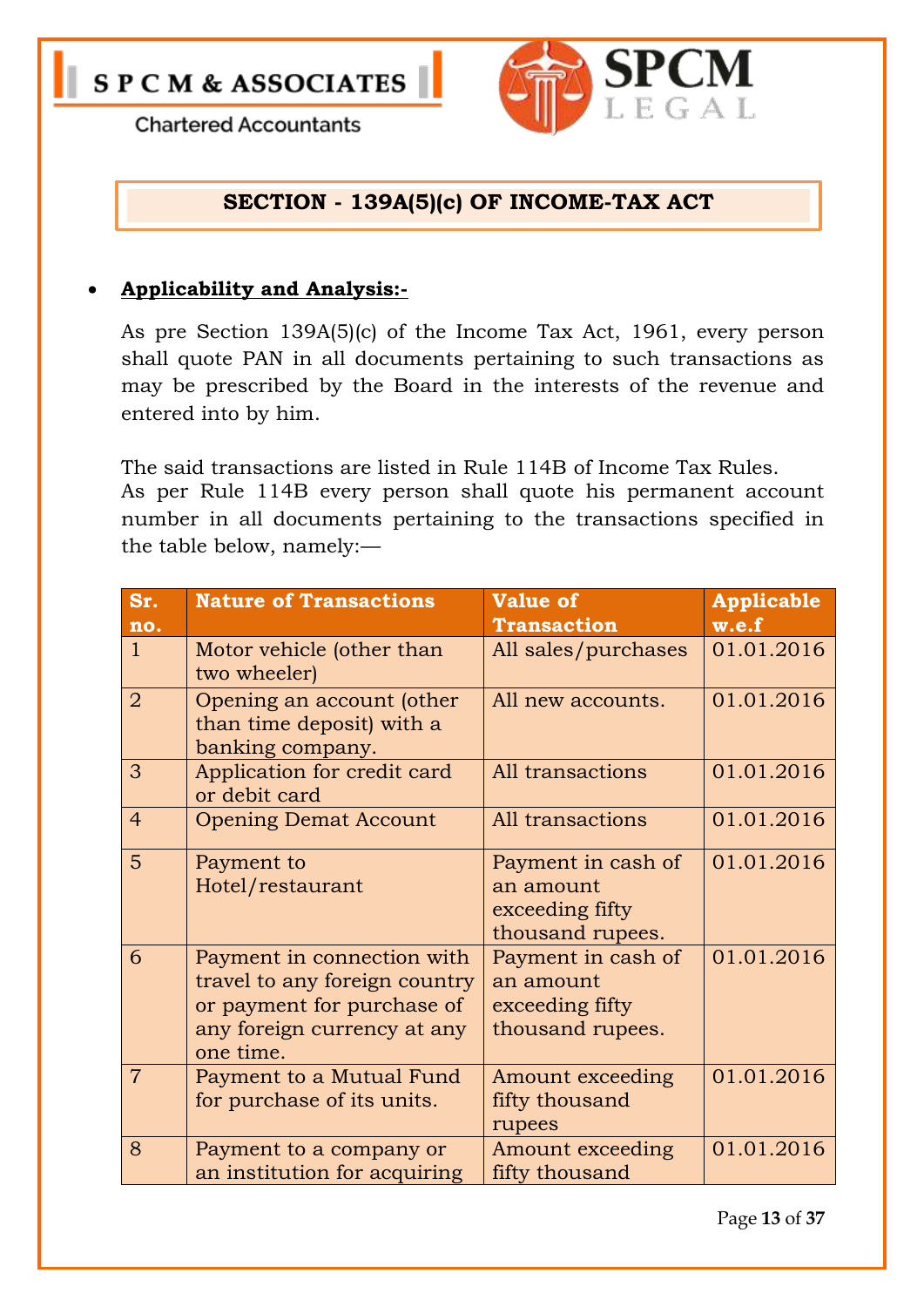## SECTION - 139A(5)(c) OF INCOME-TAX ACT

- **Applicability and Analysis:-**

As pre Section 139A(5)(c) of the Income Tax Act, 1961, every person shall quote PAN in all documents pertaining to such transactions as may be prescribed by the Board in the interests of the revenue and entered into by him.

The said transactions are listed in Rule 114B of Income Tax Rules.
As per Rule 114B every person shall quote his permanent account number in all documents pertaining to the transactions specified in the table below, namely:—

| Sr. no. | Nature of Transactions | Value of Transaction | Applicable w.e.f |
|---|---|---|---|
| 1 | Motor vehicle (other than two wheeler) | All sales/purchases | 01.01.2016 |
| 2 | Opening an account (other than time deposit) with a banking company. | All new accounts. | 01.01.2016 |
| 3 | Application for credit card or debit card | All transactions | 01.01.2016 |
| 4 | Opening Demat Account | All transactions | 01.01.2016 |
| 5 | Payment to Hotel/restaurant | Payment in cash of an amount exceeding fifty thousand rupees. | 01.01.2016 |
| 6 | Payment in connection with travel to any foreign country or payment for purchase of any foreign currency at any one time. | Payment in cash of an amount exceeding fifty thousand rupees. | 01.01.2016 |
| 7 | Payment to a Mutual Fund for purchase of its units. | Amount exceeding fifty thousand rupees | 01.01.2016 |
| 8 | Payment to a company or an institution for acquiring | Amount exceeding fifty thousand | 01.01.2016 |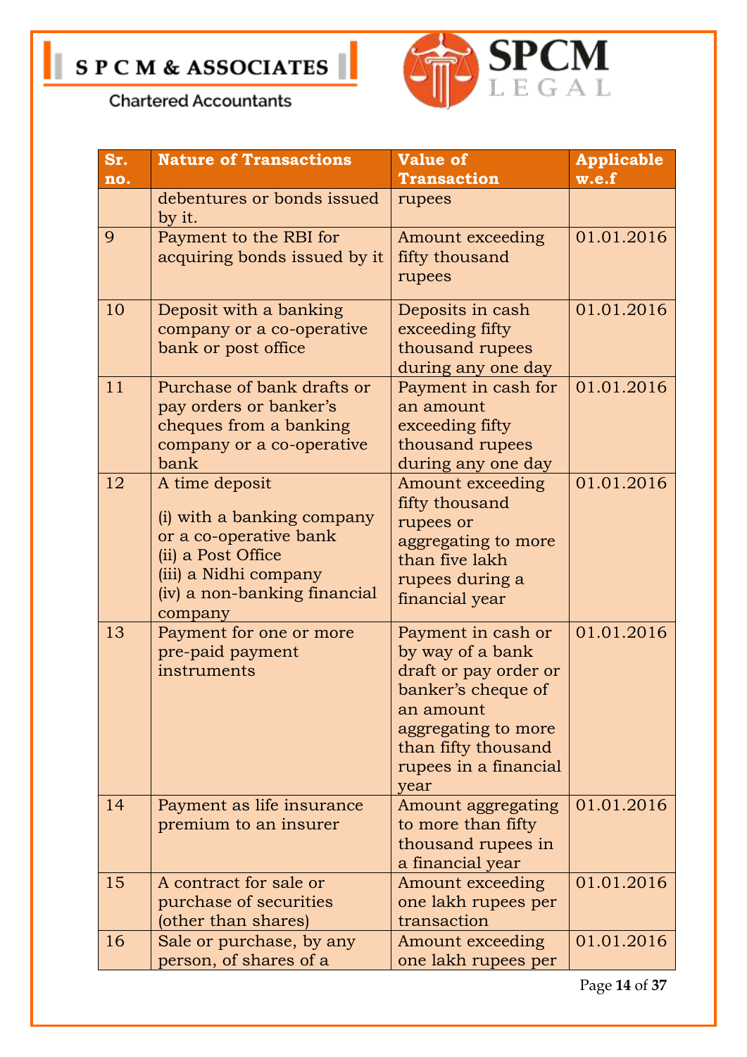| Sr. no. | Nature of Transactions | Value of Transaction | Applicable w.e.f |
|---|---|---|---|
| | debentures or bonds issued by it. | rupees | |
| 9 | Payment to the RBI for acquiring bonds issued by it | Amount exceeding fifty thousand rupees | 01.01.2016 |
| 10 | Deposit with a banking company or a co-operative bank or post office | Deposits in cash exceeding fifty thousand rupees during any one day | 01.01.2016 |
| 11 | Purchase of bank drafts or pay orders or banker's cheques from a banking company or a co-operative bank | Payment in cash for an amount exceeding fifty thousand rupees during any one day | 01.01.2016 |
| 12 | A time deposit<br><br>(i) with a banking company or a co-operative bank<br>(ii) a Post Office<br>(iii) a Nidhi company<br>(iv) a non-banking financial company | Amount exceeding fifty thousand rupees or aggregating to more than five lakh rupees during a financial year | 01.01.2016 |
| 13 | Payment for one or more pre-paid payment instruments | Payment in cash or by way of a bank draft or pay order or banker's cheque of an amount aggregating to more than fifty thousand rupees in a financial year | 01.01.2016 |
| 14 | Payment as life insurance premium to an insurer | Amount aggregating to more than fifty thousand rupees in a financial year | 01.01.2016 |
| 15 | A contract for sale or purchase of securities (other than shares) | Amount exceeding one lakh rupees per transaction | 01.01.2016 |
| 16 | Sale or purchase, by any person, of shares of a | Amount exceeding one lakh rupees per | 01.01.2016 |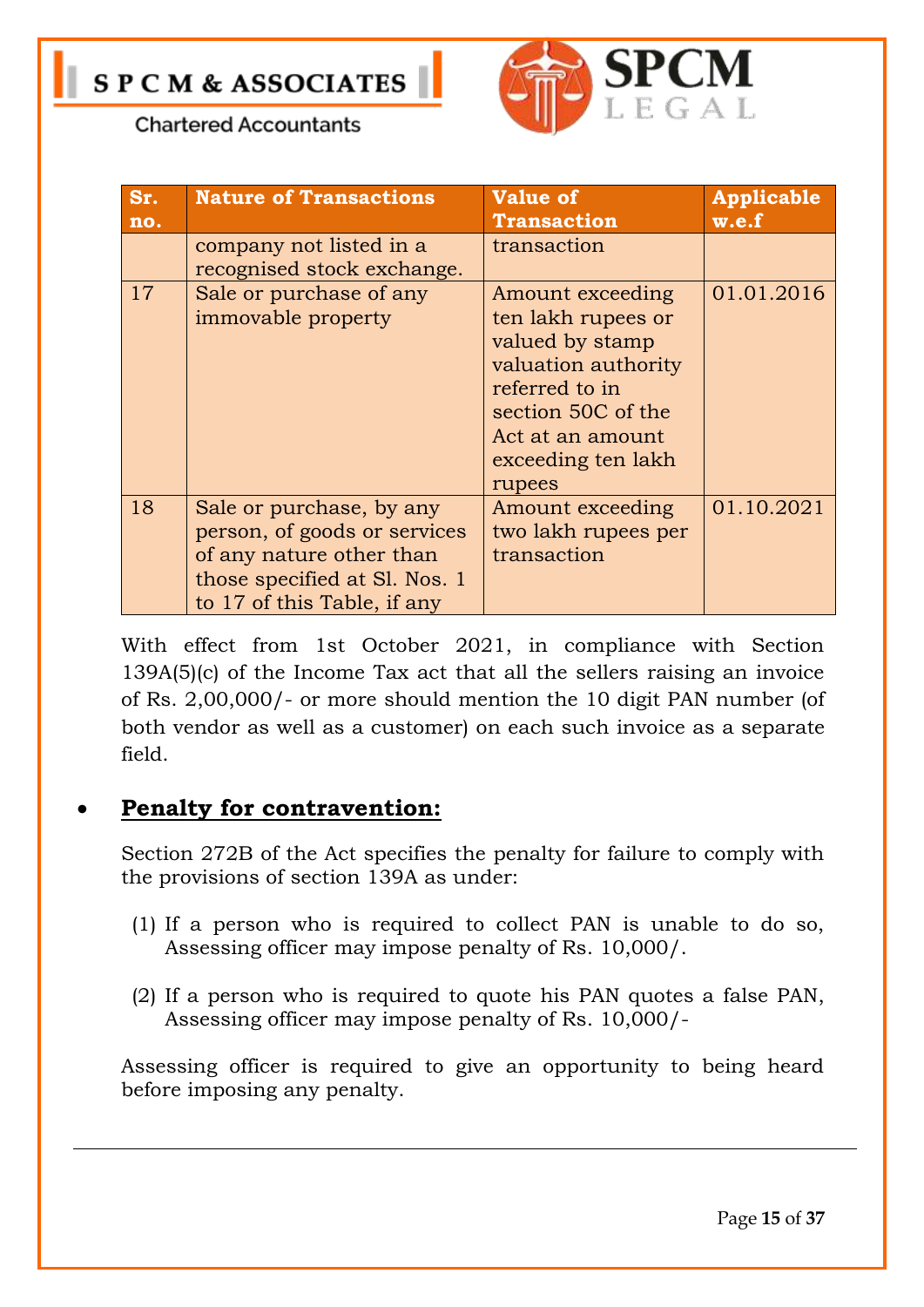| Sr. no. | Nature of Transactions | Value of Transaction | Applicable w.e.f |
|---|---|---|---|
| | company not listed in a recognised stock exchange. | transaction | |
| 17 | Sale or purchase of any immovable property | Amount exceeding ten lakh rupees or valued by stamp valuation authority referred to in section 50C of the Act at an amount exceeding ten lakh rupees | 01.01.2016 |
| 18 | Sale or purchase, by any person, of goods or services of any nature other than those specified at Sl. Nos. 1 to 17 of this Table, if any | Amount exceeding two lakh rupees per transaction | 01.10.2021 |

With effect from 1st October 2021, in compliance with Section 139A(5)(c) of the Income Tax act that all the sellers raising an invoice of Rs. 2,00,000/- or more should mention the 10 digit PAN number (of both vendor as well as a customer) on each such invoice as a separate field.

- **Penalty for contravention:**

Section 272B of the Act specifies the penalty for failure to comply with the provisions of section 139A as under:

(1) If a person who is required to collect PAN is unable to do so, Assessing officer may impose penalty of Rs. 10,000/.

(2) If a person who is required to quote his PAN quotes a false PAN, Assessing officer may impose penalty of Rs. 10,000/-

Assessing officer is required to give an opportunity to being heard before imposing any penalty.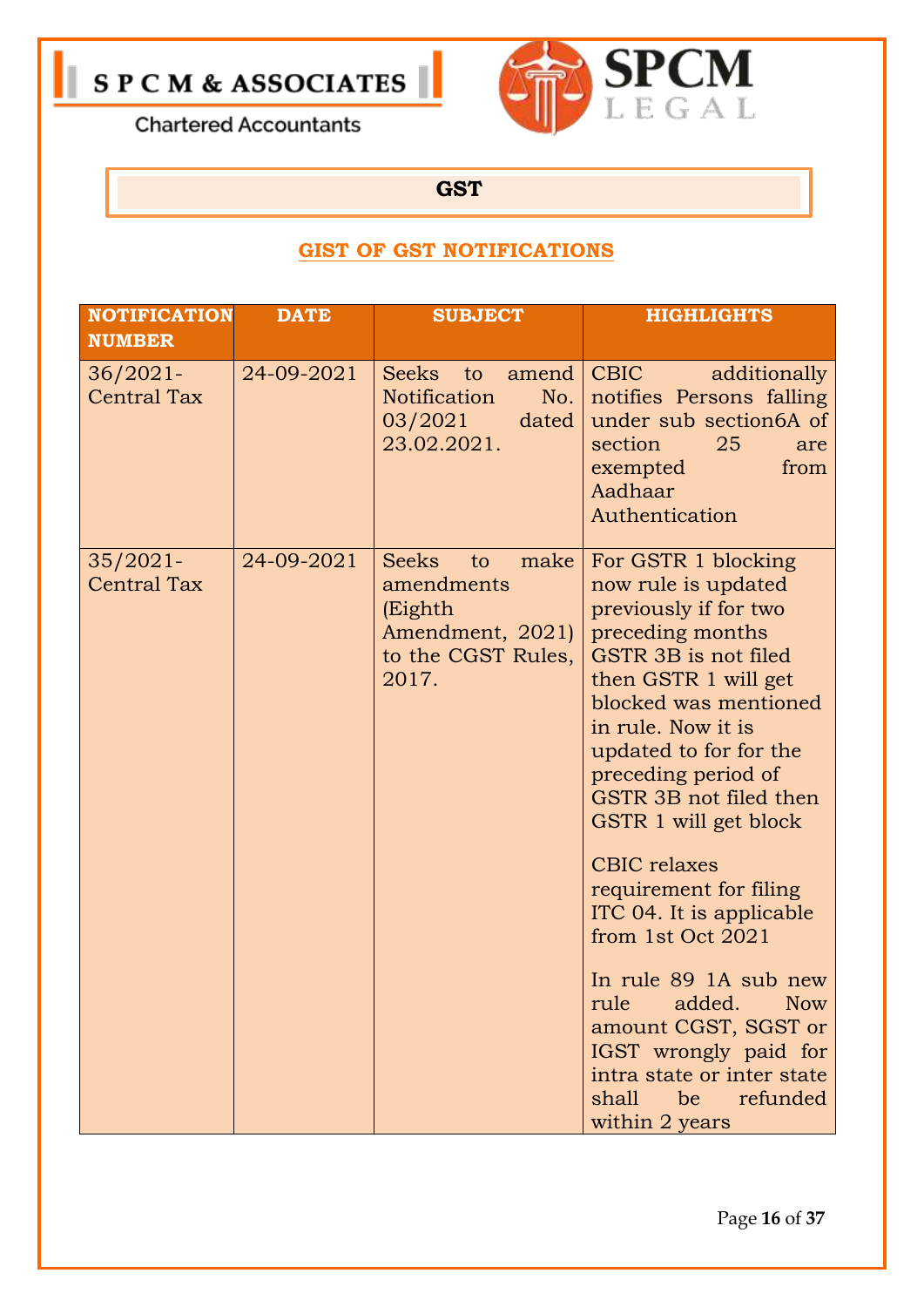S P C M & ASSOCIATES

Chartered Accountants

SPCM LEGAL

## GST

### GIST OF GST NOTIFICATIONS

| NOTIFICATION NUMBER | DATE | SUBJECT | HIGHLIGHTS |
|---|---|---|---|
| 36/2021-Central Tax | 24-09-2021 | Seeks to amend Notification No. 03/2021 dated 23.02.2021. | CBIC additionally notifies Persons falling under sub section6A of section 25 are exempted from Aadhaar Authentication |
| 35/2021-Central Tax | 24-09-2021 | Seeks to make amendments (Eighth Amendment, 2021) to the CGST Rules, 2017. | For GSTR 1 blocking now rule is updated previously if for two preceding months GSTR 3B is not filed then GSTR 1 will get blocked was mentioned in rule. Now it is updated to for for the preceding period of GSTR 3B not filed then GSTR 1 will get block<br><br>CBIC relaxes requirement for filing ITC 04. It is applicable from 1st Oct 2021<br><br>In rule 89 1A sub new rule added. Now amount CGST, SGST or IGST wrongly paid for intra state or inter state shall be refunded within 2 years |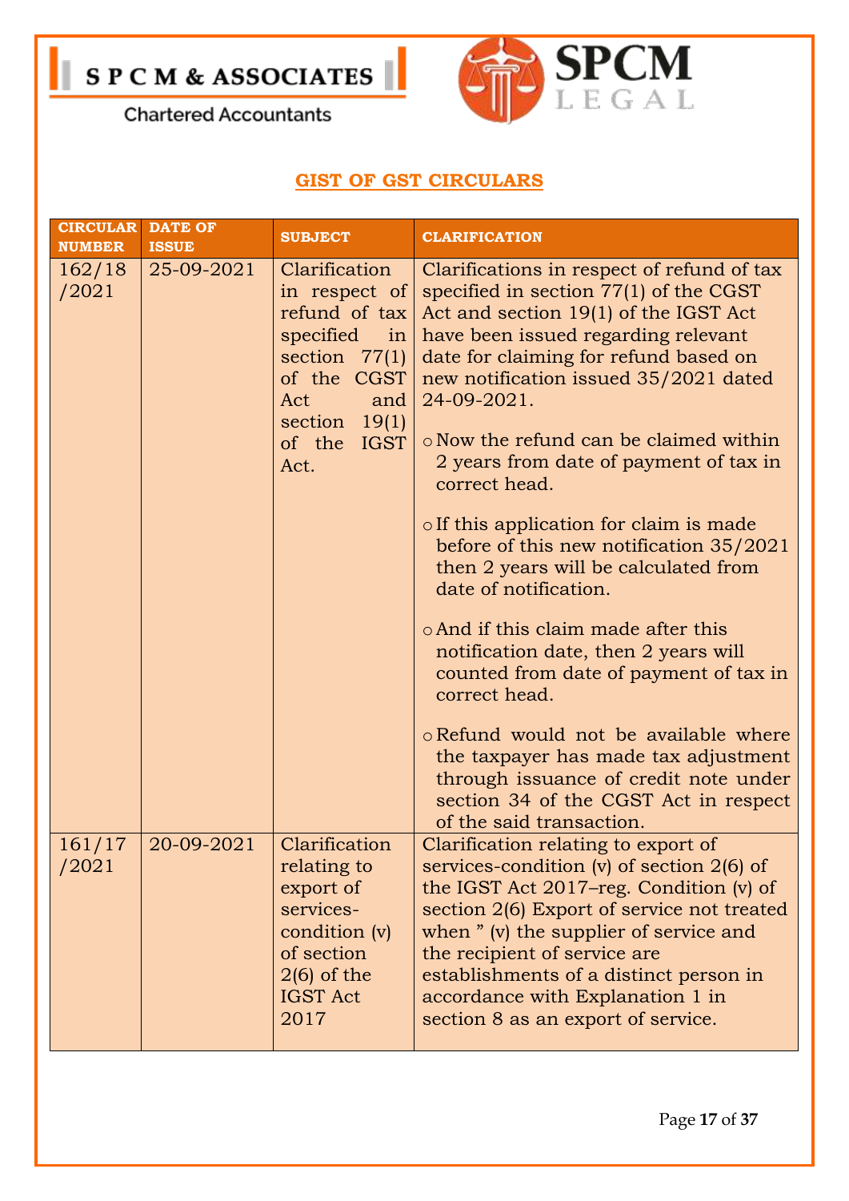## GIST OF GST CIRCULARS

| CIRCULAR NUMBER | DATE OF ISSUE | SUBJECT | CLARIFICATION |
|---|---|---|---|
| 162/18/2021 | 25-09-2021 | Clarification in respect of refund of tax specified in section 77(1) of the CGST Act and section 19(1) of the IGST Act. | Clarifications in respect of refund of tax specified in section 77(1) of the CGST Act and section 19(1) of the IGST Act have been issued regarding relevant date for claiming for refund based on new notification issued 35/2021 dated 24-09-2021.<br>o Now the refund can be claimed within 2 years from date of payment of tax in correct head.<br>o If this application for claim is made before of this new notification 35/2021 then 2 years will be calculated from date of notification.<br>o And if this claim made after this notification date, then 2 years will counted from date of payment of tax in correct head.<br>o Refund would not be available where the taxpayer has made tax adjustment through issuance of credit note under section 34 of the CGST Act in respect of the said transaction. |
| 161/17/2021 | 20-09-2021 | Clarification relating to export of services-condition (v) of section 2(6) of the IGST Act 2017 | Clarification relating to export of services-condition (v) of section 2(6) of the IGST Act 2017–reg. Condition (v) of section 2(6) Export of service not treated when " (v) the supplier of service and the recipient of service are establishments of a distinct person in accordance with Explanation 1 in section 8 as an export of service. |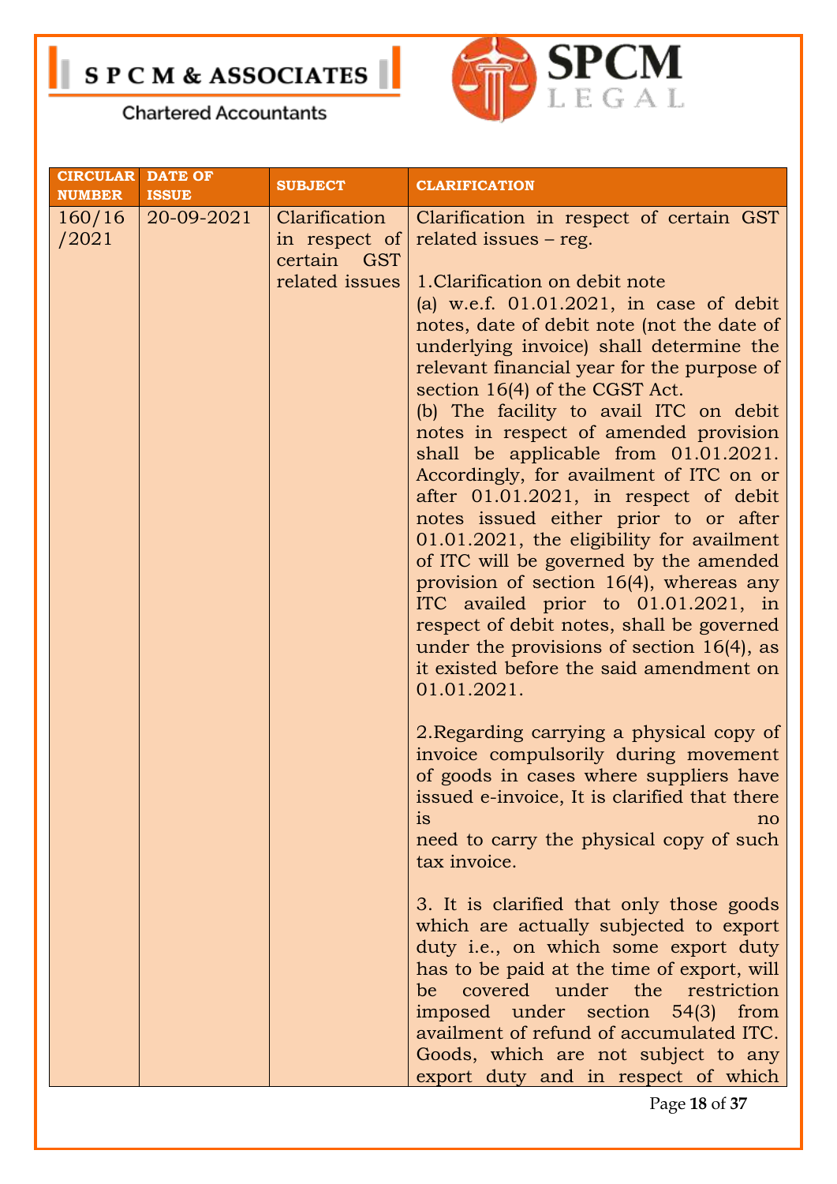| CIRCULAR NUMBER | DATE OF ISSUE | SUBJECT | CLARIFICATION |
|---|---|---|---|
| 160/16/2021 | 20-09-2021 | Clarification in respect of certain GST related issues | Clarification in respect of certain GST related issues – reg.<br><br>1.Clarification on debit note<br>(a) w.e.f. 01.01.2021, in case of debit notes, date of debit note (not the date of underlying invoice) shall determine the relevant financial year for the purpose of section 16(4) of the CGST Act.<br>(b) The facility to avail ITC on debit notes in respect of amended provision shall be applicable from 01.01.2021. Accordingly, for availment of ITC on or after 01.01.2021, in respect of debit notes issued either prior to or after 01.01.2021, the eligibility for availment of ITC will be governed by the amended provision of section 16(4), whereas any ITC availed prior to 01.01.2021, in respect of debit notes, shall be governed under the provisions of section 16(4), as it existed before the said amendment on 01.01.2021.<br><br>2.Regarding carrying a physical copy of invoice compulsorily during movement of goods in cases where suppliers have issued e-invoice, It is clarified that there is no need to carry the physical copy of such tax invoice.<br><br>3. It is clarified that only those goods which are actually subjected to export duty i.e., on which some export duty has to be paid at the time of export, will be covered under the restriction imposed under section 54(3) from availment of refund of accumulated ITC. Goods, which are not subject to any export duty and in respect of which |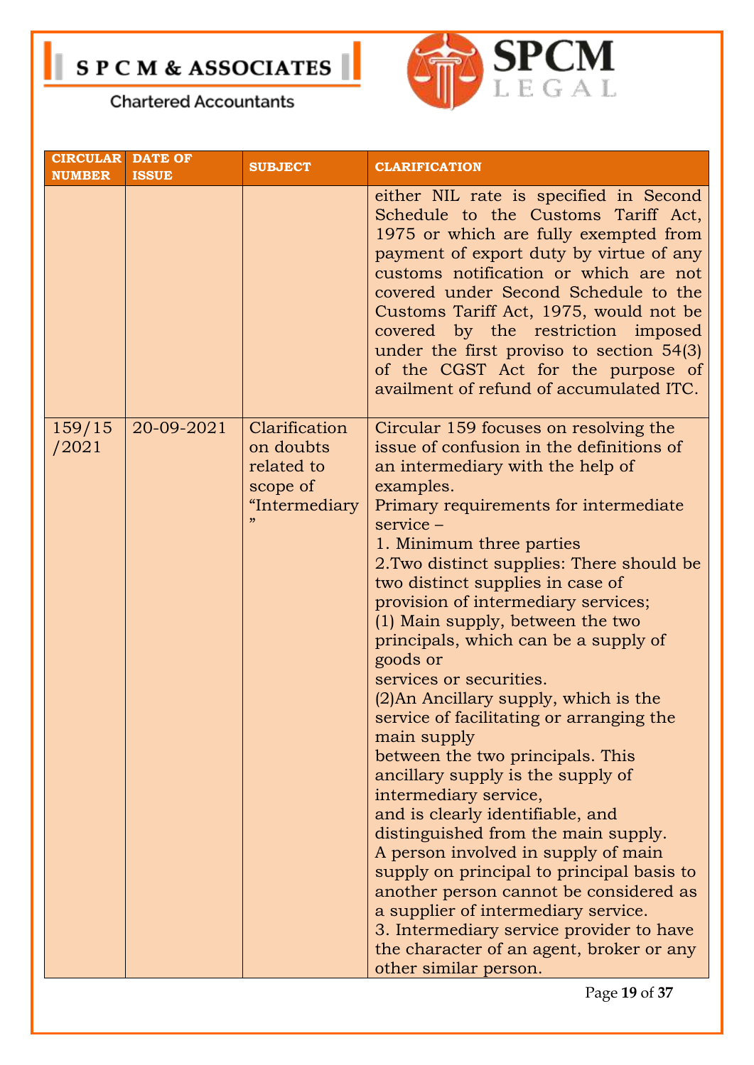| CIRCULAR NUMBER | DATE OF ISSUE | SUBJECT | CLARIFICATION |
|---|---|---|---|
| | | | either NIL rate is specified in Second Schedule to the Customs Tariff Act, 1975 or which are fully exempted from payment of export duty by virtue of any customs notification or which are not covered under Second Schedule to the Customs Tariff Act, 1975, would not be covered by the restriction imposed under the first proviso to section 54(3) of the CGST Act for the purpose of availment of refund of accumulated ITC. |
| 159/15/2021 | 20-09-2021 | Clarification on doubts related to scope of "Intermediary" | Circular 159 focuses on resolving the issue of confusion in the definitions of an intermediary with the help of examples.<br>Primary requirements for intermediate service –<br>1. Minimum three parties<br>2.Two distinct supplies: There should be two distinct supplies in case of provision of intermediary services;<br>(1) Main supply, between the two principals, which can be a supply of goods or services or securities.<br>(2)An Ancillary supply, which is the service of facilitating or arranging the main supply between the two principals. This ancillary supply is the supply of intermediary service, and is clearly identifiable, and distinguished from the main supply.<br>A person involved in supply of main supply on principal to principal basis to another person cannot be considered as a supplier of intermediary service.<br>3. Intermediary service provider to have the character of an agent, broker or any other similar person. |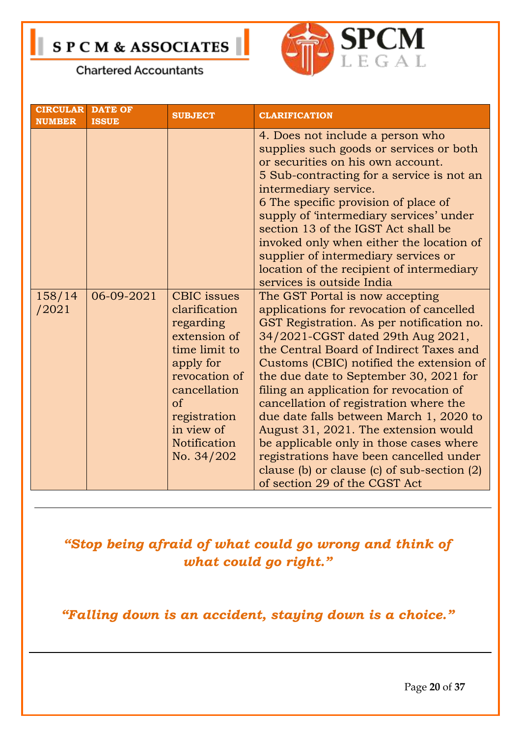S P C M & ASSOCIATES

Chartered Accountants

SPCM LEGAL

| CIRCULAR NUMBER | DATE OF ISSUE | SUBJECT | CLARIFICATION |
|---|---|---|---|
| | | | 4. Does not include a person who supplies such goods or services or both or securities on his own account.<br>5 Sub-contracting for a service is not an intermediary service.<br>6 The specific provision of place of supply of 'intermediary services' under section 13 of the IGST Act shall be invoked only when either the location of supplier of intermediary services or location of the recipient of intermediary services is outside India |
| 158/14/2021 | 06-09-2021 | CBIC issues clarification regarding extension of time limit to apply for revocation of cancellation of registration in view of Notification No. 34/202 | The GST Portal is now accepting applications for revocation of cancelled GST Registration. As per notification no. 34/2021-CGST dated 29th Aug 2021, the Central Board of Indirect Taxes and Customs (CBIC) notified the extension of the due date to September 30, 2021 for filing an application for revocation of cancellation of registration where the due date falls between March 1, 2020 to August 31, 2021. The extension would be applicable only in those cases where registrations have been cancelled under clause (b) or clause (c) of sub-section (2) of section 29 of the CGST Act |

***"Stop being afraid of what could go wrong and think of what could go right."***

***"Falling down is an accident, staying down is a choice."***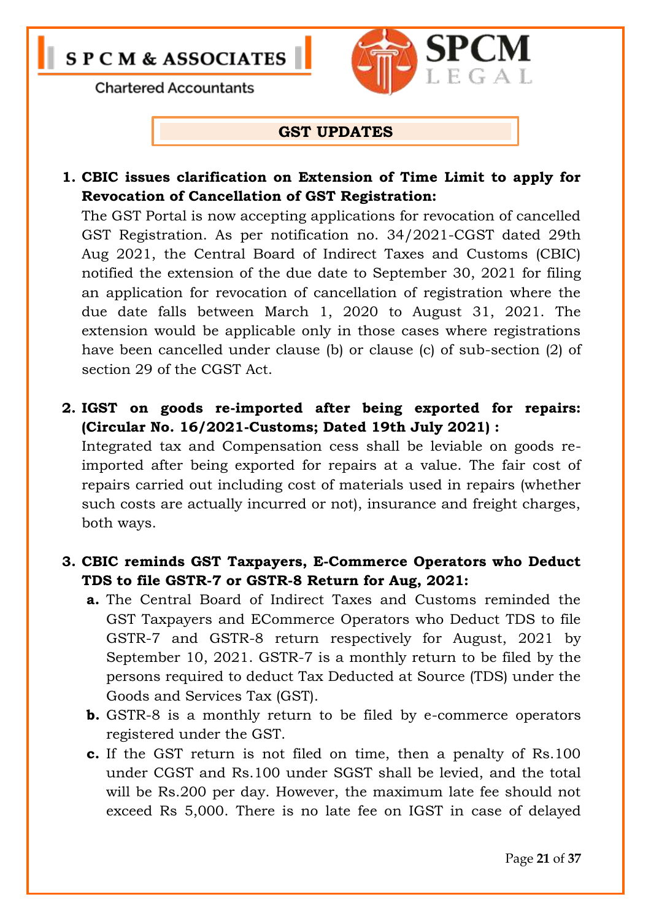## GST UPDATES

1. **CBIC issues clarification on Extension of Time Limit to apply for Revocation of Cancellation of GST Registration:**
   The GST Portal is now accepting applications for revocation of cancelled GST Registration. As per notification no. 34/2021-CGST dated 29th Aug 2021, the Central Board of Indirect Taxes and Customs (CBIC) notified the extension of the due date to September 30, 2021 for filing an application for revocation of cancellation of registration where the due date falls between March 1, 2020 to August 31, 2021. The extension would be applicable only in those cases where registrations have been cancelled under clause (b) or clause (c) of sub-section (2) of section 29 of the CGST Act.

2. **IGST on goods re-imported after being exported for repairs: (Circular No. 16/2021-Customs; Dated 19th July 2021) :**
   Integrated tax and Compensation cess shall be leviable on goods re-imported after being exported for repairs at a value. The fair cost of repairs carried out including cost of materials used in repairs (whether such costs are actually incurred or not), insurance and freight charges, both ways.

3. **CBIC reminds GST Taxpayers, E-Commerce Operators who Deduct TDS to file GSTR-7 or GSTR-8 Return for Aug, 2021:**
   a. The Central Board of Indirect Taxes and Customs reminded the GST Taxpayers and ECommerce Operators who Deduct TDS to file GSTR-7 and GSTR-8 return respectively for August, 2021 by September 10, 2021. GSTR-7 is a monthly return to be filed by the persons required to deduct Tax Deducted at Source (TDS) under the Goods and Services Tax (GST).
   b. GSTR-8 is a monthly return to be filed by e-commerce operators registered under the GST.
   c. If the GST return is not filed on time, then a penalty of Rs.100 under CGST and Rs.100 under SGST shall be levied, and the total will be Rs.200 per day. However, the maximum late fee should not exceed Rs 5,000. There is no late fee on IGST in case of delayed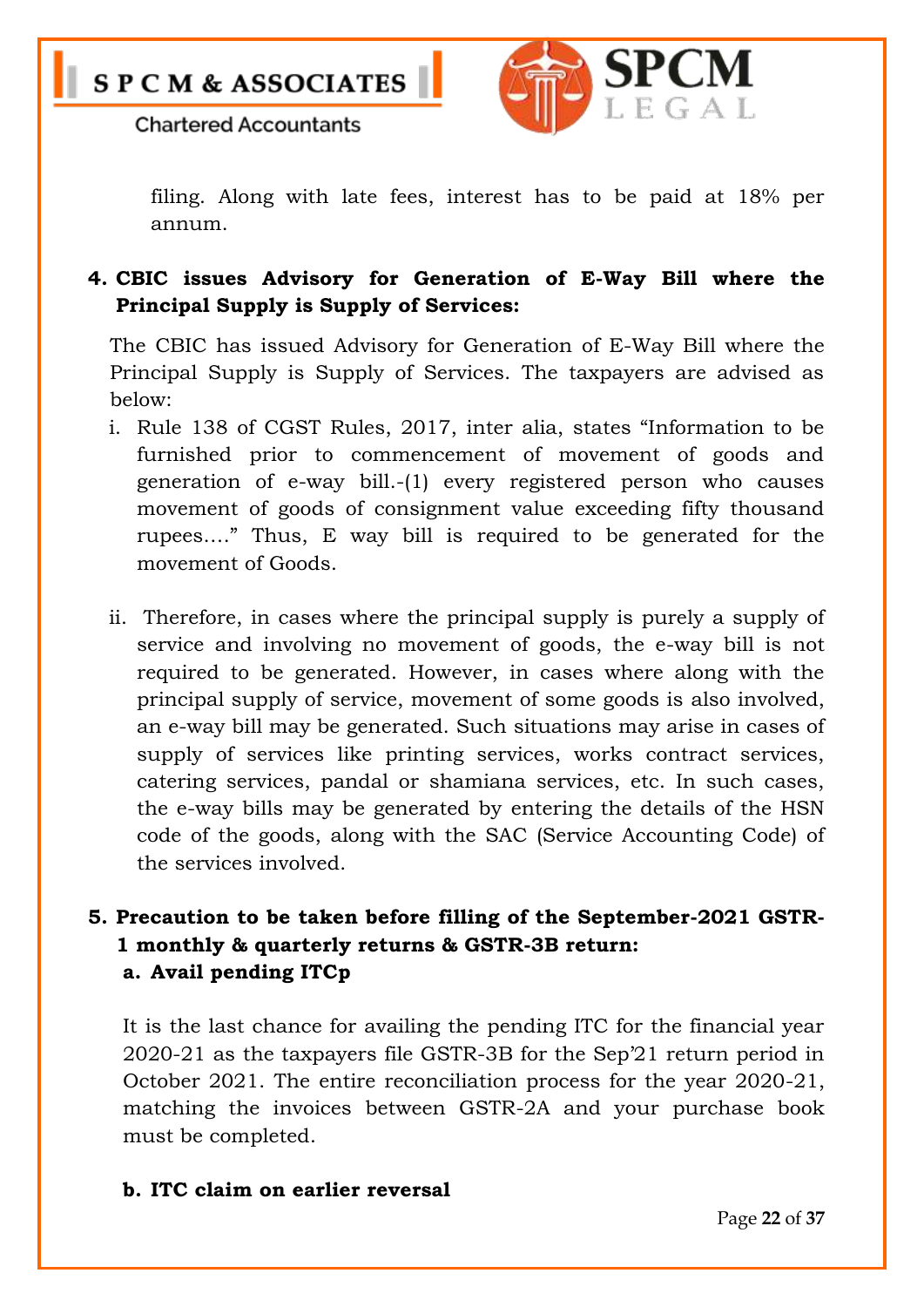filing. Along with late fees, interest has to be paid at 18% per annum.

**4. CBIC issues Advisory for Generation of E-Way Bill where the Principal Supply is Supply of Services:**

The CBIC has issued Advisory for Generation of E-Way Bill where the Principal Supply is Supply of Services. The taxpayers are advised as below:

i. Rule 138 of CGST Rules, 2017, inter alia, states "Information to be furnished prior to commencement of movement of goods and generation of e-way bill.-(1) every registered person who causes movement of goods of consignment value exceeding fifty thousand rupees…." Thus, E way bill is required to be generated for the movement of Goods.

ii. Therefore, in cases where the principal supply is purely a supply of service and involving no movement of goods, the e-way bill is not required to be generated. However, in cases where along with the principal supply of service, movement of some goods is also involved, an e-way bill may be generated. Such situations may arise in cases of supply of services like printing services, works contract services, catering services, pandal or shamiana services, etc. In such cases, the e-way bills may be generated by entering the details of the HSN code of the goods, along with the SAC (Service Accounting Code) of the services involved.

**5. Precaution to be taken before filling of the September-2021 GSTR-1 monthly & quarterly returns & GSTR-3B return:**

**a. Avail pending ITCp**

It is the last chance for availing the pending ITC for the financial year 2020-21 as the taxpayers file GSTR-3B for the Sep'21 return period in October 2021. The entire reconciliation process for the year 2020-21, matching the invoices between GSTR-2A and your purchase book must be completed.

**b. ITC claim on earlier reversal**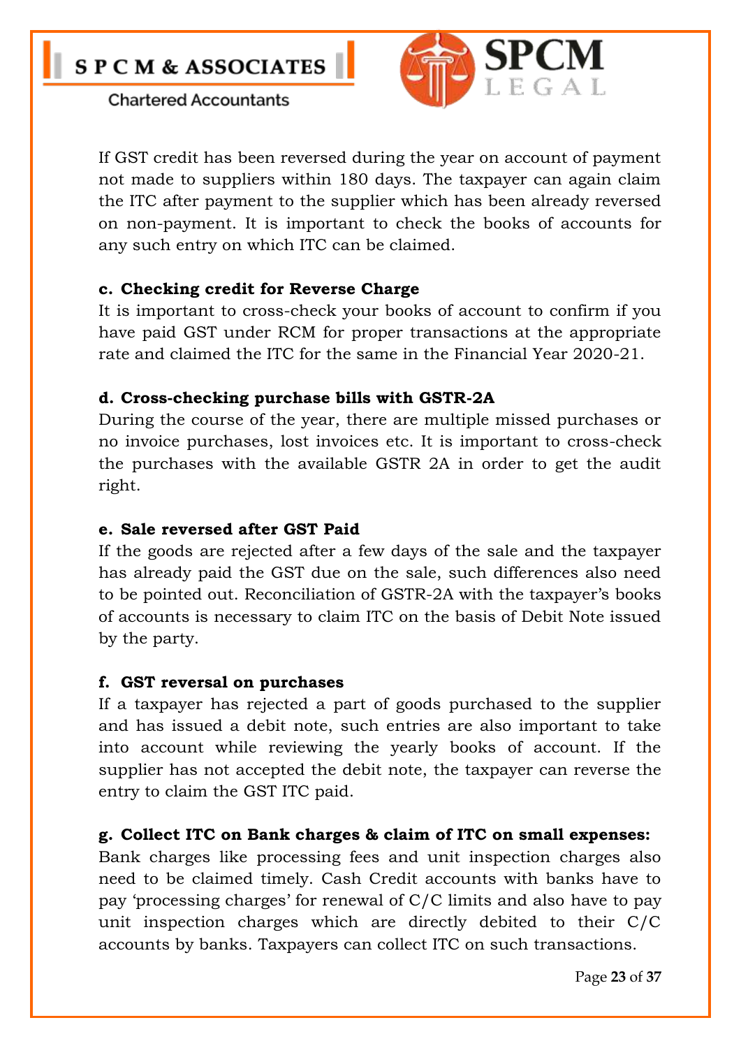If GST credit has been reversed during the year on account of payment not made to suppliers within 180 days. The taxpayer can again claim the ITC after payment to the supplier which has been already reversed on non-payment. It is important to check the books of accounts for any such entry on which ITC can be claimed.

**c. Checking credit for Reverse Charge**

It is important to cross-check your books of account to confirm if you have paid GST under RCM for proper transactions at the appropriate rate and claimed the ITC for the same in the Financial Year 2020-21.

**d. Cross-checking purchase bills with GSTR-2A**

During the course of the year, there are multiple missed purchases or no invoice purchases, lost invoices etc. It is important to cross-check the purchases with the available GSTR 2A in order to get the audit right.

**e. Sale reversed after GST Paid**

If the goods are rejected after a few days of the sale and the taxpayer has already paid the GST due on the sale, such differences also need to be pointed out. Reconciliation of GSTR-2A with the taxpayer's books of accounts is necessary to claim ITC on the basis of Debit Note issued by the party.

**f. GST reversal on purchases**

If a taxpayer has rejected a part of goods purchased to the supplier and has issued a debit note, such entries are also important to take into account while reviewing the yearly books of account. If the supplier has not accepted the debit note, the taxpayer can reverse the entry to claim the GST ITC paid.

**g. Collect ITC on Bank charges & claim of ITC on small expenses:**

Bank charges like processing fees and unit inspection charges also need to be claimed timely. Cash Credit accounts with banks have to pay 'processing charges' for renewal of C/C limits and also have to pay unit inspection charges which are directly debited to their C/C accounts by banks. Taxpayers can collect ITC on such transactions.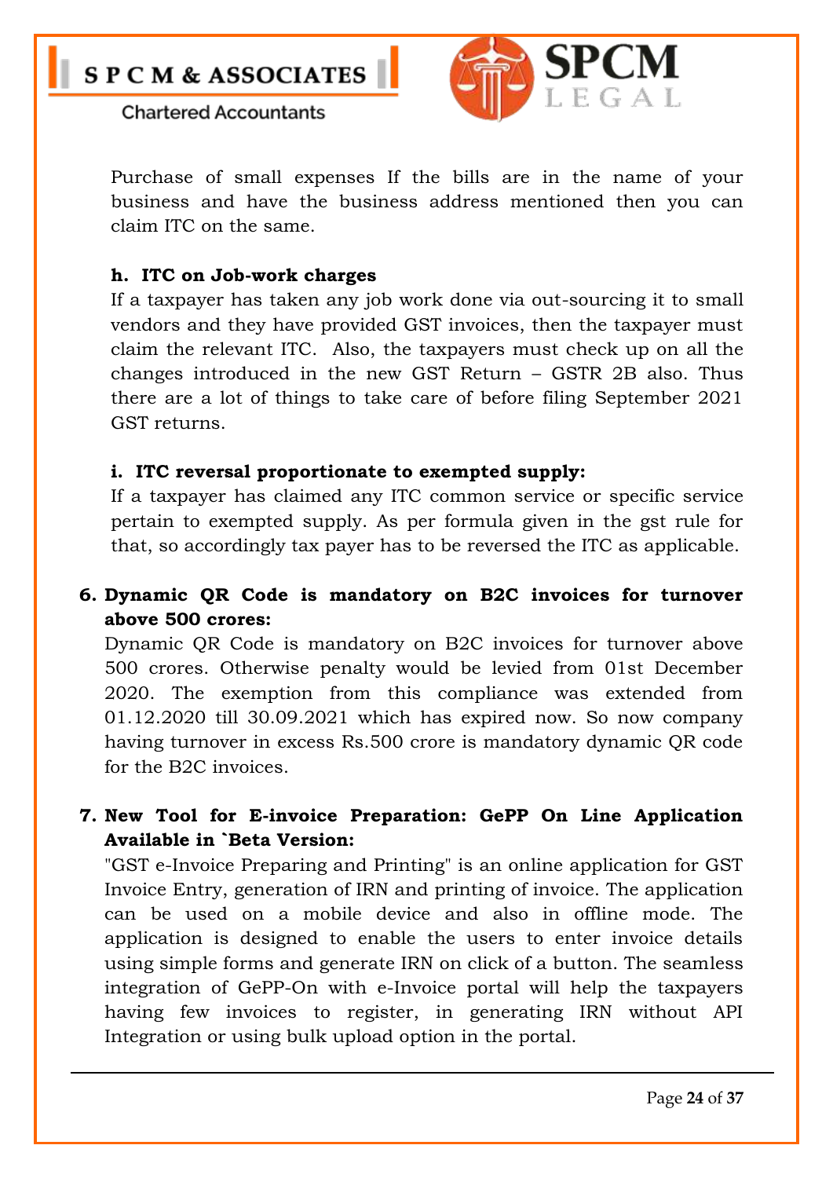Purchase of small expenses If the bills are in the name of your business and have the business address mentioned then you can claim ITC on the same.

**h. ITC on Job-work charges**

If a taxpayer has taken any job work done via out-sourcing it to small vendors and they have provided GST invoices, then the taxpayer must claim the relevant ITC. Also, the taxpayers must check up on all the changes introduced in the new GST Return – GSTR 2B also. Thus there are a lot of things to take care of before filing September 2021 GST returns.

**i. ITC reversal proportionate to exempted supply:**

If a taxpayer has claimed any ITC common service or specific service pertain to exempted supply. As per formula given in the gst rule for that, so accordingly tax payer has to be reversed the ITC as applicable.

**6. Dynamic QR Code is mandatory on B2C invoices for turnover above 500 crores:**

Dynamic QR Code is mandatory on B2C invoices for turnover above 500 crores. Otherwise penalty would be levied from 01st December 2020. The exemption from this compliance was extended from 01.12.2020 till 30.09.2021 which has expired now. So now company having turnover in excess Rs.500 crore is mandatory dynamic QR code for the B2C invoices.

**7. New Tool for E-invoice Preparation: GePP On Line Application Available in `Beta Version:**

"GST e-Invoice Preparing and Printing" is an online application for GST Invoice Entry, generation of IRN and printing of invoice. The application can be used on a mobile device and also in offline mode. The application is designed to enable the users to enter invoice details using simple forms and generate IRN on click of a button. The seamless integration of GePP-On with e-Invoice portal will help the taxpayers having few invoices to register, in generating IRN without API Integration or using bulk upload option in the portal.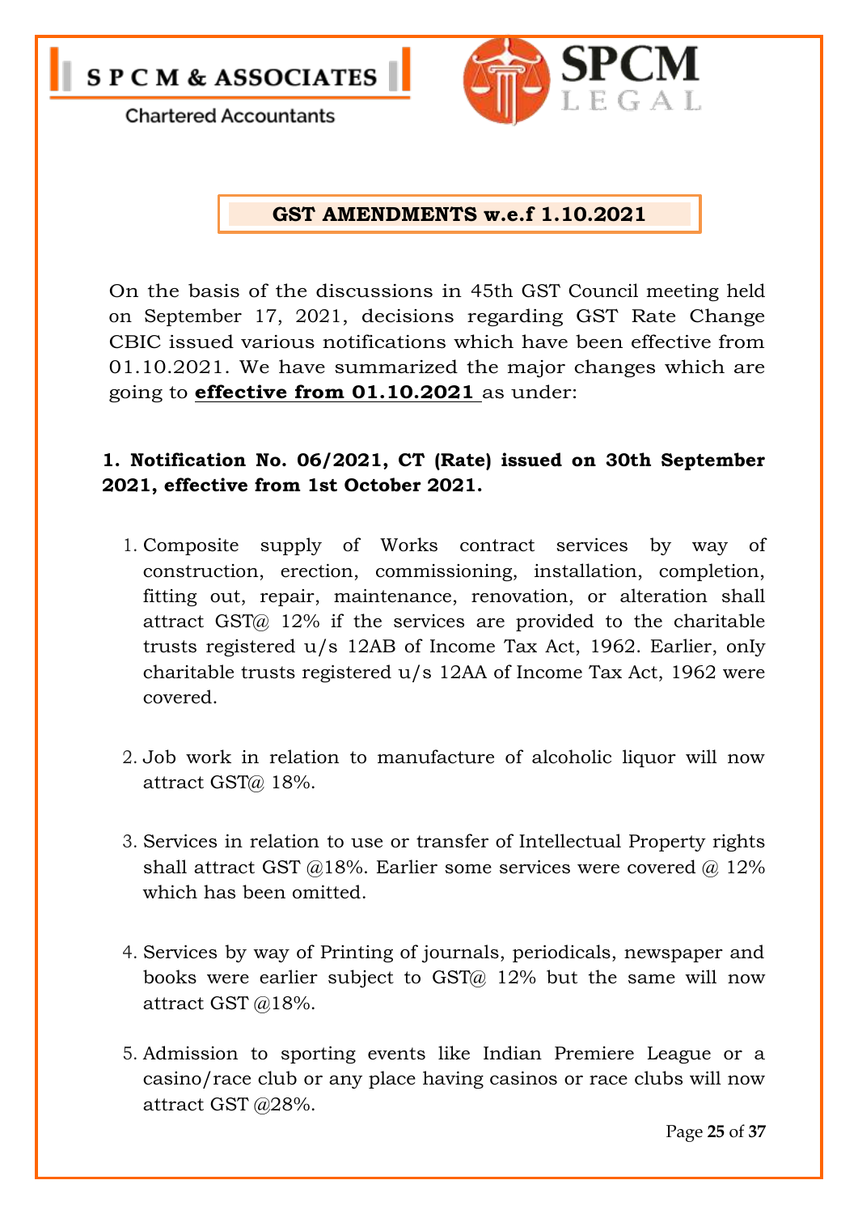S P C M & ASSOCIATES

Chartered Accountants

SPCM LEGAL

## GST AMENDMENTS w.e.f 1.10.2021

On the basis of the discussions in 45th GST Council meeting held on September 17, 2021, decisions regarding GST Rate Change CBIC issued various notifications which have been effective from 01.10.2021. We have summarized the major changes which are going to **effective from 01.10.2021** as under:

**1. Notification No. 06/2021, CT (Rate) issued on 30th September 2021, effective from 1st October 2021.**

1. Composite supply of Works contract services by way of construction, erection, commissioning, installation, completion, fitting out, repair, maintenance, renovation, or alteration shall attract GST@ 12% if the services are provided to the charitable trusts registered u/s 12AB of Income Tax Act, 1962. Earlier, onIy charitable trusts registered u/s 12AA of Income Tax Act, 1962 were covered.

2. Job work in relation to manufacture of alcoholic liquor will now attract GST@ 18%.

3. Services in relation to use or transfer of Intellectual Property rights shall attract GST @18%. Earlier some services were covered @ 12% which has been omitted.

4. Services by way of Printing of journals, periodicals, newspaper and books were earlier subject to GST@ 12% but the same will now attract GST @18%.

5. Admission to sporting events like Indian Premiere League or a casino/race club or any place having casinos or race clubs will now attract GST @28%.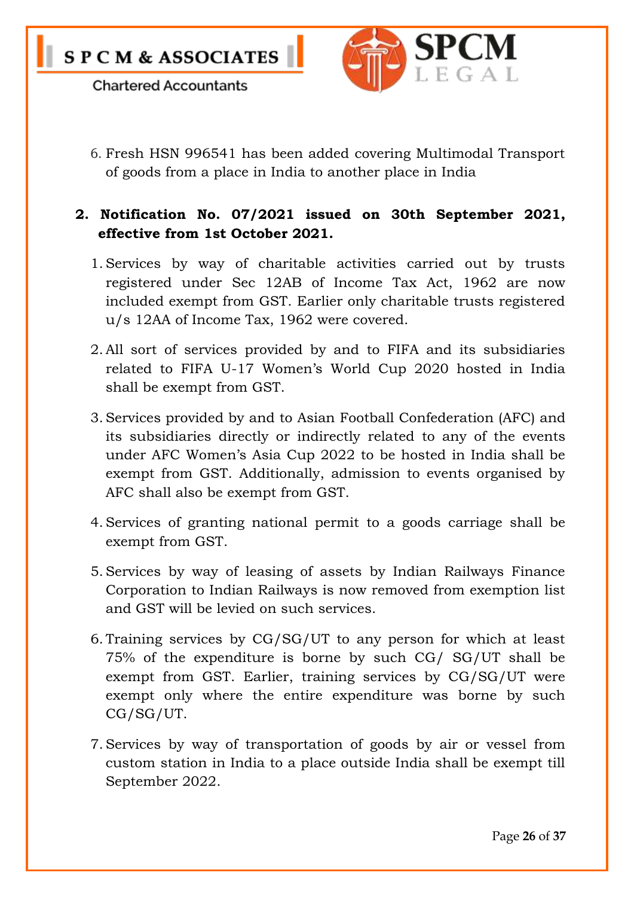6. Fresh HSN 996541 has been added covering Multimodal Transport of goods from a place in India to another place in India

**2. Notification No. 07/2021 issued on 30th September 2021, effective from 1st October 2021.**

1. Services by way of charitable activities carried out by trusts registered under Sec 12AB of Income Tax Act, 1962 are now included exempt from GST. Earlier only charitable trusts registered u/s 12AA of Income Tax, 1962 were covered.

2. All sort of services provided by and to FIFA and its subsidiaries related to FIFA U-17 Women's World Cup 2020 hosted in India shall be exempt from GST.

3. Services provided by and to Asian Football Confederation (AFC) and its subsidiaries directly or indirectly related to any of the events under AFC Women's Asia Cup 2022 to be hosted in India shall be exempt from GST. Additionally, admission to events organised by AFC shall also be exempt from GST.

4. Services of granting national permit to a goods carriage shall be exempt from GST.

5. Services by way of leasing of assets by Indian Railways Finance Corporation to Indian Railways is now removed from exemption list and GST will be levied on such services.

6. Training services by CG/SG/UT to any person for which at least 75% of the expenditure is borne by such CG/ SG/UT shall be exempt from GST. Earlier, training services by CG/SG/UT were exempt only where the entire expenditure was borne by such CG/SG/UT.

7. Services by way of transportation of goods by air or vessel from custom station in India to a place outside India shall be exempt till September 2022.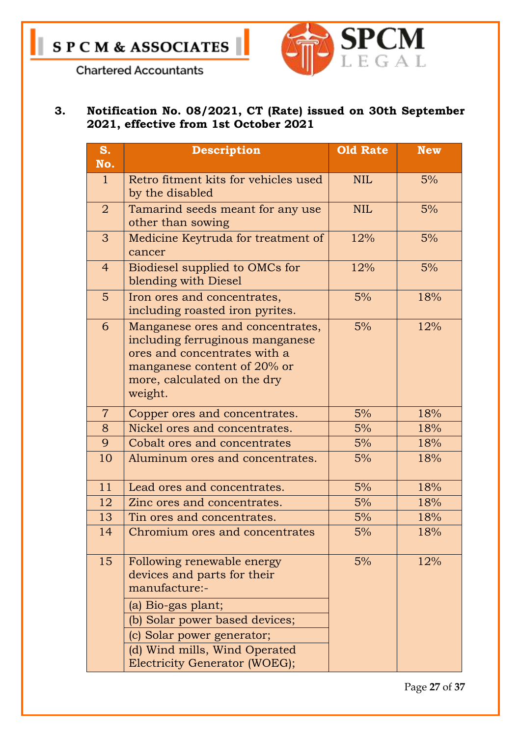### 3. Notification No. 08/2021, CT (Rate) issued on 30th September 2021, effective from 1st October 2021

| S. No. | Description | Old Rate | New |
|---|---|---|---|
| 1 | Retro fitment kits for vehicles used by the disabled | NIL | 5% |
| 2 | Tamarind seeds meant for any use other than sowing | NIL | 5% |
| 3 | Medicine Keytruda for treatment of cancer | 12% | 5% |
| 4 | Biodiesel supplied to OMCs for blending with Diesel | 12% | 5% |
| 5 | Iron ores and concentrates, including roasted iron pyrites. | 5% | 18% |
| 6 | Manganese ores and concentrates, including ferruginous manganese ores and concentrates with a manganese content of 20% or more, calculated on the dry weight. | 5% | 12% |
| 7 | Copper ores and concentrates. | 5% | 18% |
| 8 | Nickel ores and concentrates. | 5% | 18% |
| 9 | Cobalt ores and concentrates | 5% | 18% |
| 10 | Aluminum ores and concentrates. | 5% | 18% |
| 11 | Lead ores and concentrates. | 5% | 18% |
| 12 | Zinc ores and concentrates. | 5% | 18% |
| 13 | Tin ores and concentrates. | 5% | 18% |
| 14 | Chromium ores and concentrates | 5% | 18% |
| 15 | Following renewable energy devices and parts for their manufacture:- | 5% | 12% |
| | (a) Bio-gas plant; | | |
| | (b) Solar power based devices; | | |
| | (c) Solar power generator; | | |
| | (d) Wind mills, Wind Operated Electricity Generator (WOEG); | | |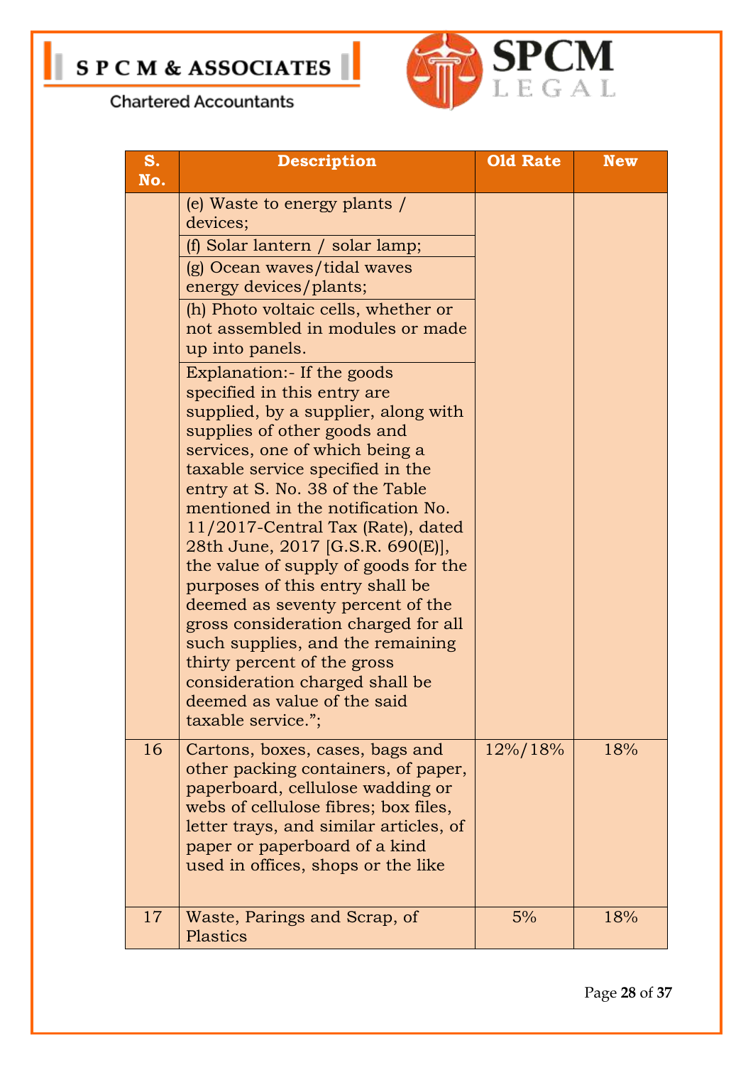| S. No. | Description | Old Rate | New |
|---|---|---|---|
| | (e) Waste to energy plants / devices; | | |
| | (f) Solar lantern / solar lamp; | | |
| | (g) Ocean waves/tidal waves energy devices/plants; | | |
| | (h) Photo voltaic cells, whether or not assembled in modules or made up into panels. | | |
| | Explanation:- If the goods specified in this entry are supplied, by a supplier, along with supplies of other goods and services, one of which being a taxable service specified in the entry at S. No. 38 of the Table mentioned in the notification No. 11/2017-Central Tax (Rate), dated 28th June, 2017 [G.S.R. 690(E)], the value of supply of goods for the purposes of this entry shall be deemed as seventy percent of the gross consideration charged for all such supplies, and the remaining thirty percent of the gross consideration charged shall be deemed as value of the said taxable service."; | | |
| 16 | Cartons, boxes, cases, bags and other packing containers, of paper, paperboard, cellulose wadding or webs of cellulose fibres; box files, letter trays, and similar articles, of paper or paperboard of a kind used in offices, shops or the like | 12%/18% | 18% |
| 17 | Waste, Parings and Scrap, of Plastics | 5% | 18% |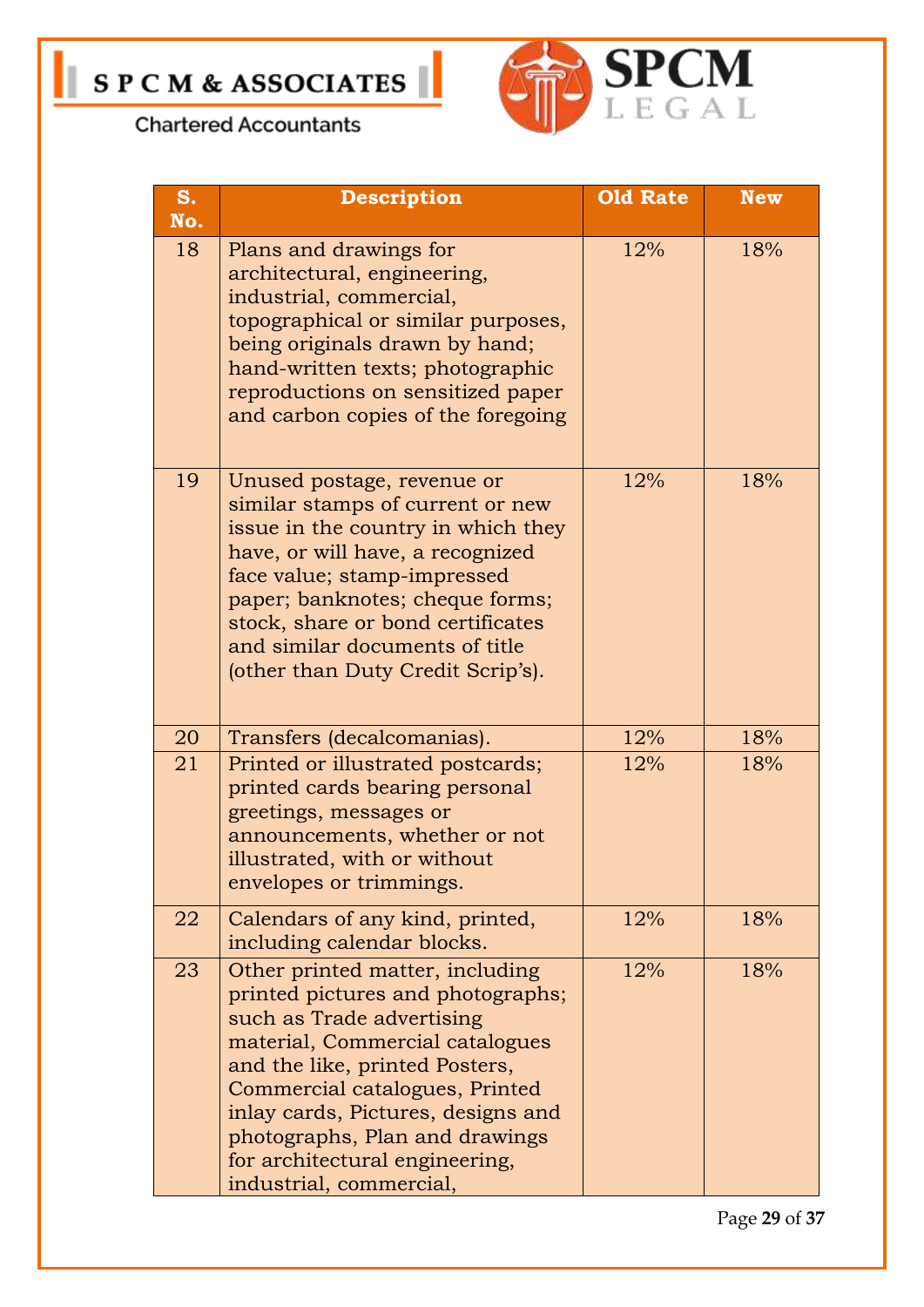| S. No. | Description | Old Rate | New |
|---|---|---|---|
| 18 | Plans and drawings for architectural, engineering, industrial, commercial, topographical or similar purposes, being originals drawn by hand; hand-written texts; photographic reproductions on sensitized paper and carbon copies of the foregoing | 12% | 18% |
| 19 | Unused postage, revenue or similar stamps of current or new issue in the country in which they have, or will have, a recognized face value; stamp-impressed paper; banknotes; cheque forms; stock, share or bond certificates and similar documents of title (other than Duty Credit Scrip's). | 12% | 18% |
| 20 | Transfers (decalcomanias). | 12% | 18% |
| 21 | Printed or illustrated postcards; printed cards bearing personal greetings, messages or announcements, whether or not illustrated, with or without envelopes or trimmings. | 12% | 18% |
| 22 | Calendars of any kind, printed, including calendar blocks. | 12% | 18% |
| 23 | Other printed matter, including printed pictures and photographs; such as Trade advertising material, Commercial catalogues and the like, printed Posters, Commercial catalogues, Printed inlay cards, Pictures, designs and photographs, Plan and drawings for architectural engineering, industrial, commercial, | 12% | 18% |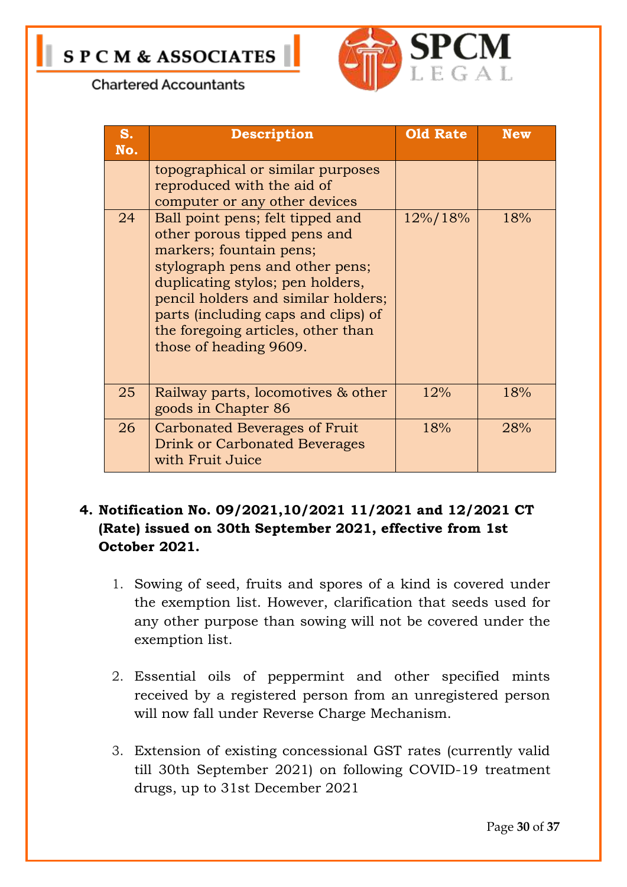| S. No. | Description | Old Rate | New |
|---|---|---|---|
| | topographical or similar purposes reproduced with the aid of computer or any other devices | | |
| 24 | Ball point pens; felt tipped and other porous tipped pens and markers; fountain pens; stylograph pens and other pens; duplicating stylos; pen holders, pencil holders and similar holders; parts (including caps and clips) of the foregoing articles, other than those of heading 9609. | 12%/18% | 18% |
| 25 | Railway parts, locomotives & other goods in Chapter 86 | 12% | 18% |
| 26 | Carbonated Beverages of Fruit Drink or Carbonated Beverages with Fruit Juice | 18% | 28% |

**4. Notification No. 09/2021,10/2021 11/2021 and 12/2021 CT (Rate) issued on 30th September 2021, effective from 1st October 2021.**

1. Sowing of seed, fruits and spores of a kind is covered under the exemption list. However, clarification that seeds used for any other purpose than sowing will not be covered under the exemption list.

2. Essential oils of peppermint and other specified mints received by a registered person from an unregistered person will now fall under Reverse Charge Mechanism.

3. Extension of existing concessional GST rates (currently valid till 30th September 2021) on following COVID-19 treatment drugs, up to 31st December 2021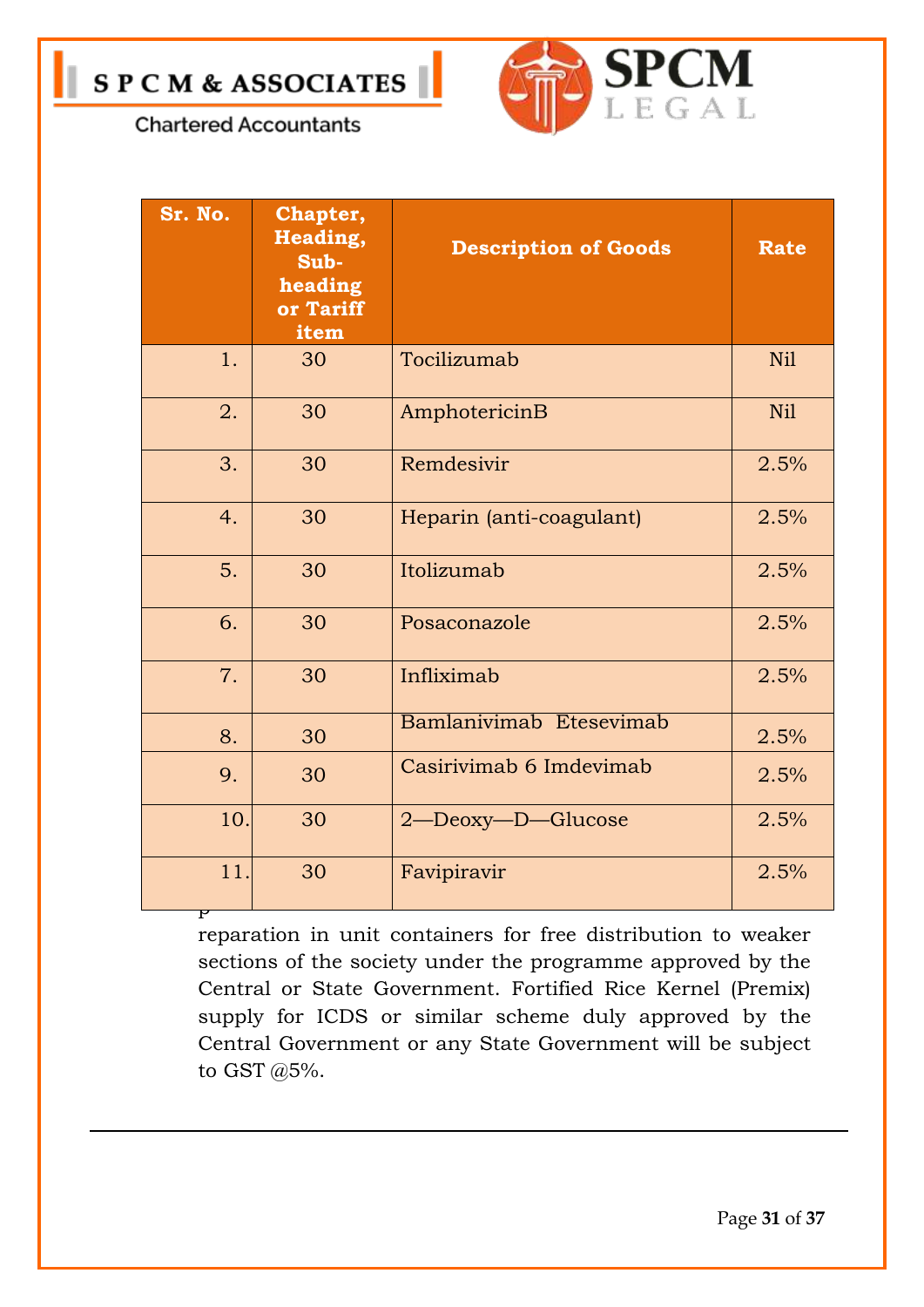| Sr. No. | Chapter, Heading, Sub-heading or Tariff item | Description of Goods | Rate |
|---|---|---|---|
| 1. | 30 | Tocilizumab | Nil |
| 2. | 30 | AmphotericinB | Nil |
| 3. | 30 | Remdesivir | 2.5% |
| 4. | 30 | Heparin (anti-coagulant) | 2.5% |
| 5. | 30 | Itolizumab | 2.5% |
| 6. | 30 | Posaconazole | 2.5% |
| 7. | 30 | Infliximab | 2.5% |
| 8. | 30 | Bamlanivimab Etesevimab | 2.5% |
| 9. | 30 | Casirivimab 6 Imdevimab | 2.5% |
| 10. | 30 | 2—Deoxy—D—Glucose | 2.5% |
| 11. | 30 | Favipiravir | 2.5% |

p

reparation in unit containers for free distribution to weaker sections of the society under the programme approved by the Central or State Government. Fortified Rice Kernel (Premix) supply for ICDS or similar scheme duly approved by the Central Government or any State Government will be subject to GST @5%.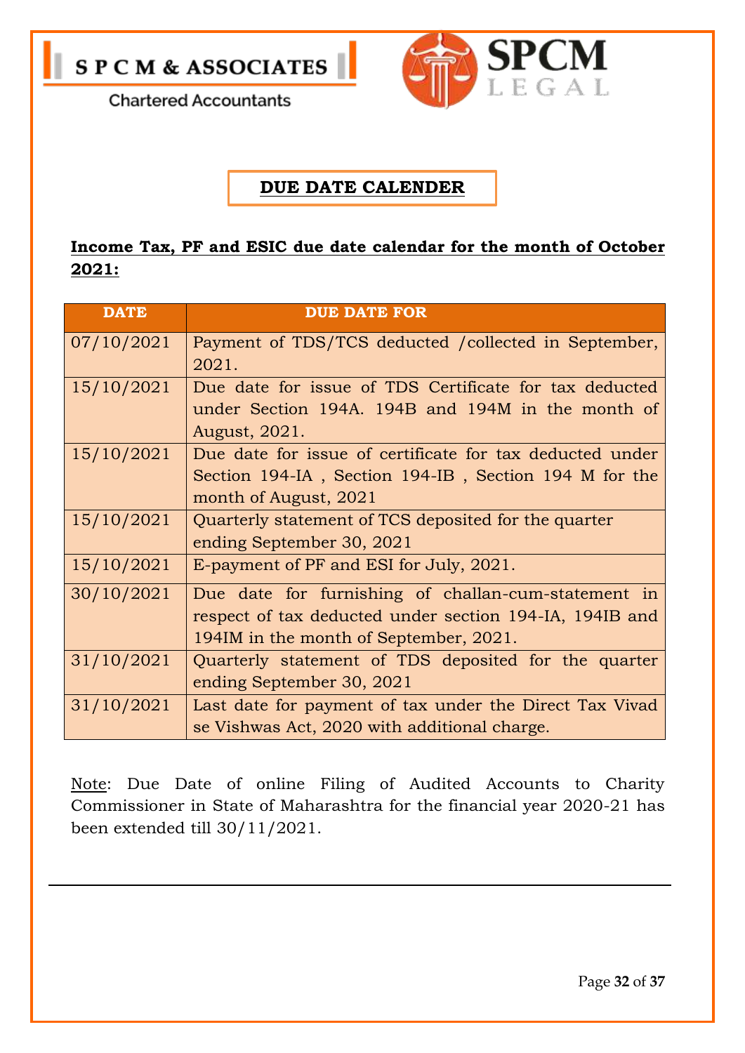# DUE DATE CALENDER

**Income Tax, PF and ESIC due date calendar for the month of October 2021:**

| DATE | DUE DATE FOR |
|---|---|
| 07/10/2021 | Payment of TDS/TCS deducted /collected in September, 2021. |
| 15/10/2021 | Due date for issue of TDS Certificate for tax deducted under Section 194A. 194B and 194M in the month of August, 2021. |
| 15/10/2021 | Due date for issue of certificate for tax deducted under Section 194-IA , Section 194-IB , Section 194 M for the month of August, 2021 |
| 15/10/2021 | Quarterly statement of TCS deposited for the quarter ending September 30, 2021 |
| 15/10/2021 | E-payment of PF and ESI for July, 2021. |
| 30/10/2021 | Due date for furnishing of challan-cum-statement in respect of tax deducted under section 194-IA, 194IB and 194IM in the month of September, 2021. |
| 31/10/2021 | Quarterly statement of TDS deposited for the quarter ending September 30, 2021 |
| 31/10/2021 | Last date for payment of tax under the Direct Tax Vivad se Vishwas Act, 2020 with additional charge. |

Note: Due Date of online Filing of Audited Accounts to Charity Commissioner in State of Maharashtra for the financial year 2020-21 has been extended till 30/11/2021.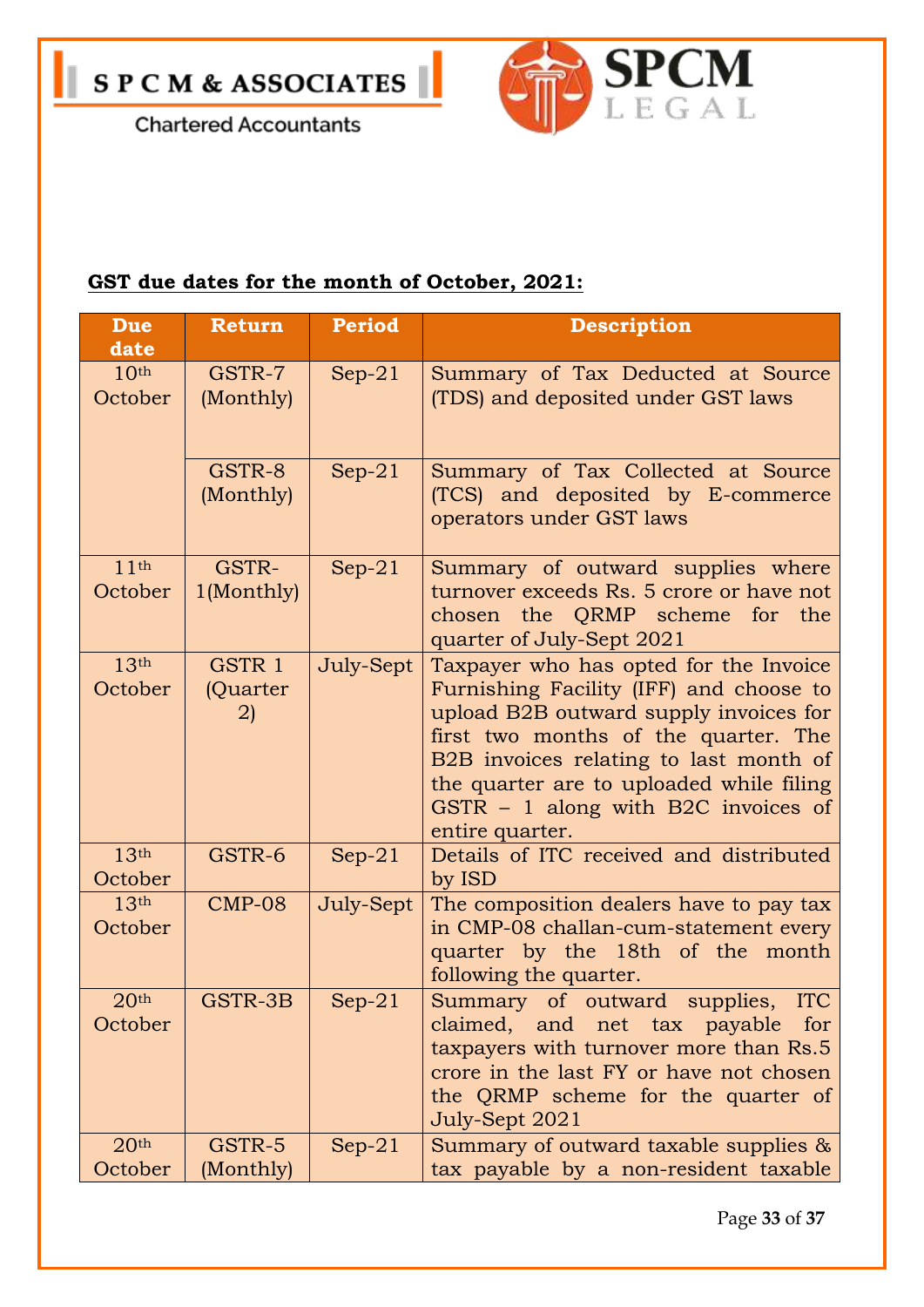**GST due dates for the month of October, 2021:**

| Due date | Return | Period | Description |
|---|---|---|---|
| 10th October | GSTR-7 (Monthly) | Sep-21 | Summary of Tax Deducted at Source (TDS) and deposited under GST laws |
| | GSTR-8 (Monthly) | Sep-21 | Summary of Tax Collected at Source (TCS) and deposited by E-commerce operators under GST laws |
| 11th October | GSTR-1(Monthly) | Sep-21 | Summary of outward supplies where turnover exceeds Rs. 5 crore or have not chosen the QRMP scheme for the quarter of July-Sept 2021 |
| 13th October | GSTR 1 (Quarter 2) | July-Sept | Taxpayer who has opted for the Invoice Furnishing Facility (IFF) and choose to upload B2B outward supply invoices for first two months of the quarter. The B2B invoices relating to last month of the quarter are to uploaded while filing GSTR – 1 along with B2C invoices of entire quarter. |
| 13th October | GSTR-6 | Sep-21 | Details of ITC received and distributed by ISD |
| 13th October | CMP-08 | July-Sept | The composition dealers have to pay tax in CMP-08 challan-cum-statement every quarter by the 18th of the month following the quarter. |
| 20th October | GSTR-3B | Sep-21 | Summary of outward supplies, ITC claimed, and net tax payable for taxpayers with turnover more than Rs.5 crore in the last FY or have not chosen the QRMP scheme for the quarter of July-Sept 2021 |
| 20th October | GSTR-5 (Monthly) | Sep-21 | Summary of outward taxable supplies & tax payable by a non-resident taxable |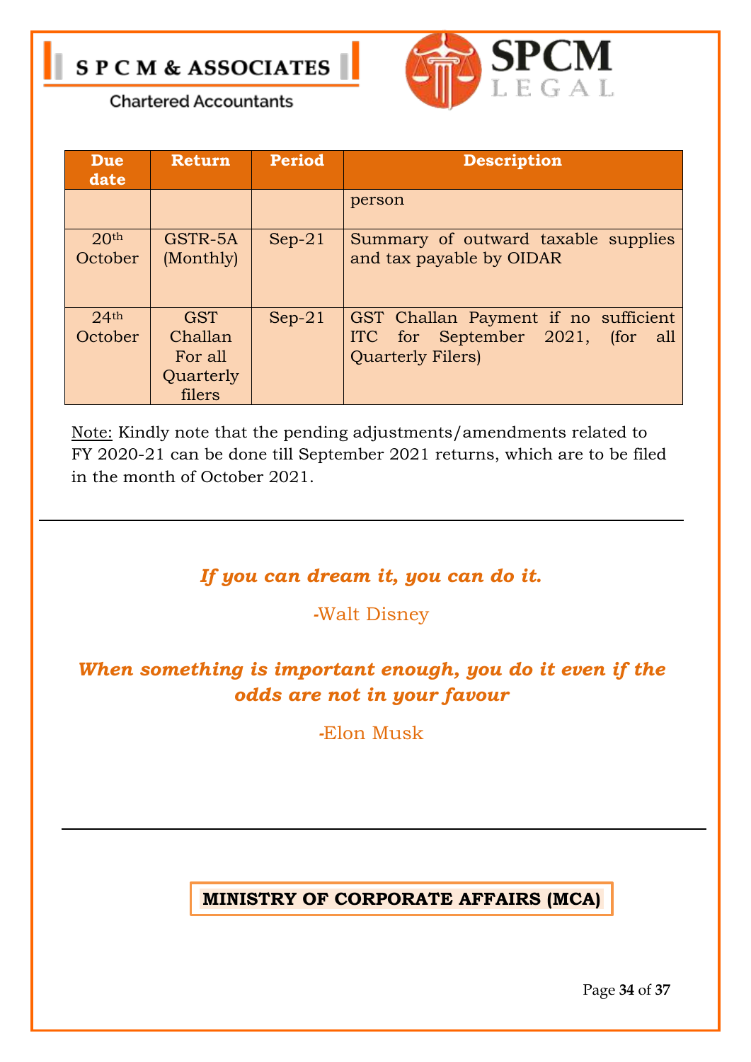| Due date | Return | Period | Description |
|---|---|---|---|
| | | | person |
| 20th October | GSTR-5A (Monthly) | Sep-21 | Summary of outward taxable supplies and tax payable by OIDAR |
| 24th October | GST Challan For all Quarterly filers | Sep-21 | GST Challan Payment if no sufficient ITC for September 2021, (for all Quarterly Filers) |

Note: Kindly note that the pending adjustments/amendments related to FY 2020-21 can be done till September 2021 returns, which are to be filed in the month of October 2021.

---

***If you can dream it, you can do it.***

-Walt Disney

***When something is important enough, you do it even if the odds are not in your favour***

-Elon Musk

---

**MINISTRY OF CORPORATE AFFAIRS (MCA)**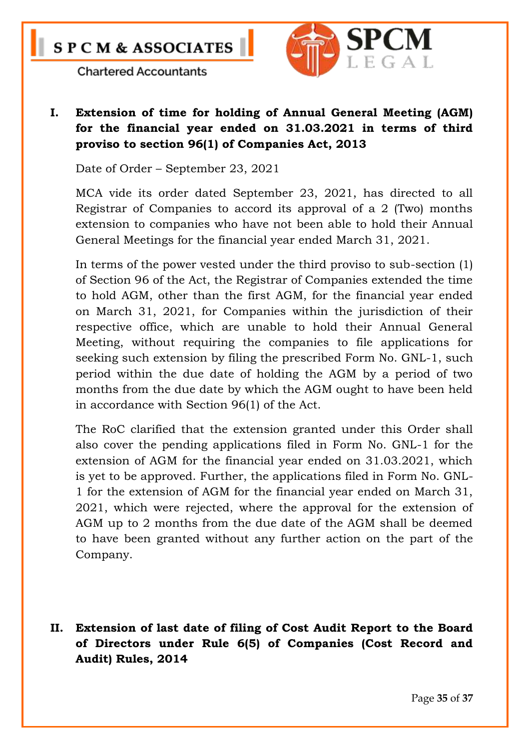## I. Extension of time for holding of Annual General Meeting (AGM) for the financial year ended on 31.03.2021 in terms of third proviso to section 96(1) of Companies Act, 2013

Date of Order – September 23, 2021

MCA vide its order dated September 23, 2021, has directed to all Registrar of Companies to accord its approval of a 2 (Two) months extension to companies who have not been able to hold their Annual General Meetings for the financial year ended March 31, 2021.

In terms of the power vested under the third proviso to sub-section (1) of Section 96 of the Act, the Registrar of Companies extended the time to hold AGM, other than the first AGM, for the financial year ended on March 31, 2021, for Companies within the jurisdiction of their respective office, which are unable to hold their Annual General Meeting, without requiring the companies to file applications for seeking such extension by filing the prescribed Form No. GNL-1, such period within the due date of holding the AGM by a period of two months from the due date by which the AGM ought to have been held in accordance with Section 96(1) of the Act.

The RoC clarified that the extension granted under this Order shall also cover the pending applications filed in Form No. GNL-1 for the extension of AGM for the financial year ended on 31.03.2021, which is yet to be approved. Further, the applications filed in Form No. GNL-1 for the extension of AGM for the financial year ended on March 31, 2021, which were rejected, where the approval for the extension of AGM up to 2 months from the due date of the AGM shall be deemed to have been granted without any further action on the part of the Company.

## II. Extension of last date of filing of Cost Audit Report to the Board of Directors under Rule 6(5) of Companies (Cost Record and Audit) Rules, 2014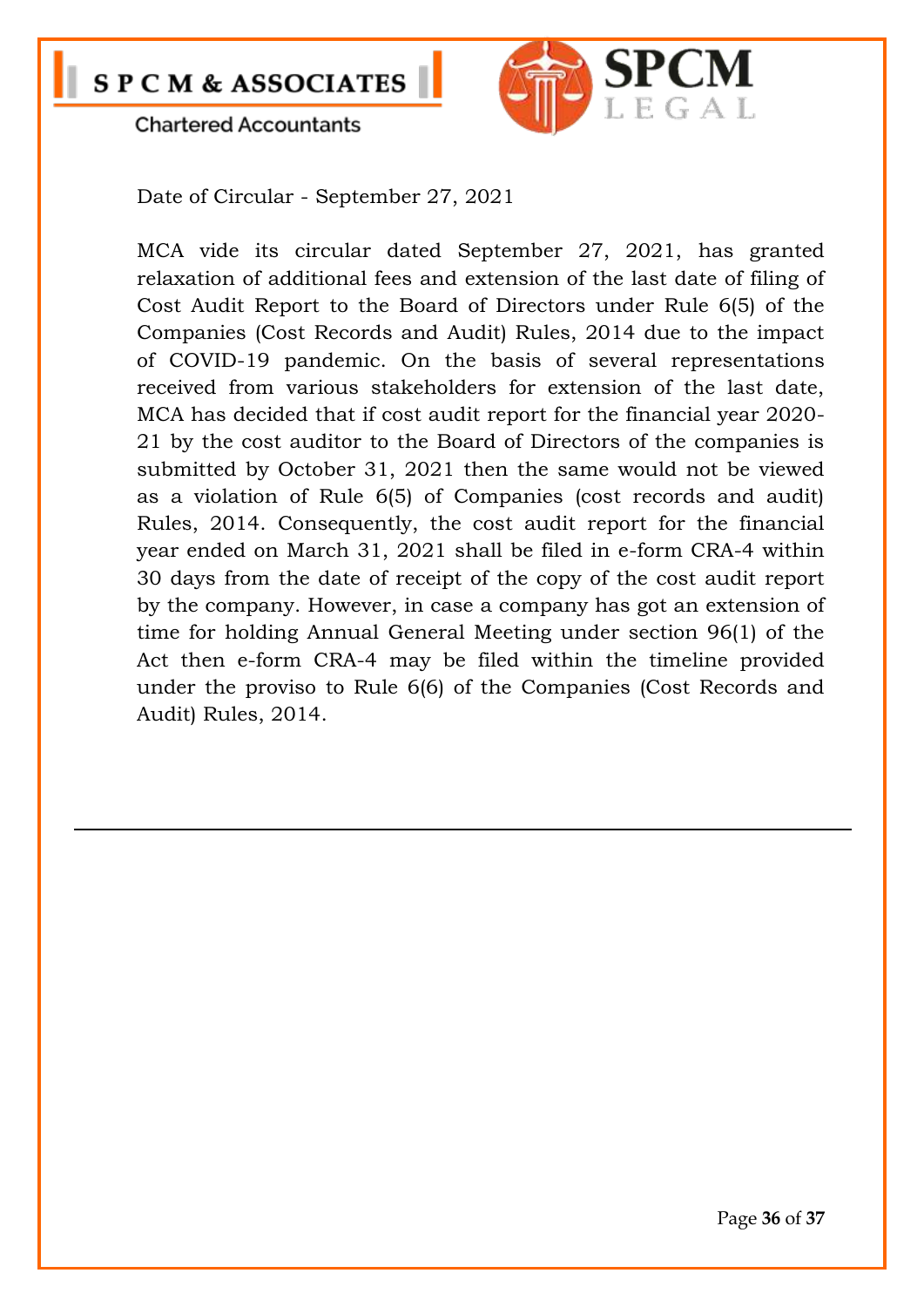Date of Circular - September 27, 2021

MCA vide its circular dated September 27, 2021, has granted relaxation of additional fees and extension of the last date of filing of Cost Audit Report to the Board of Directors under Rule 6(5) of the Companies (Cost Records and Audit) Rules, 2014 due to the impact of COVID-19 pandemic. On the basis of several representations received from various stakeholders for extension of the last date, MCA has decided that if cost audit report for the financial year 2020-21 by the cost auditor to the Board of Directors of the companies is submitted by October 31, 2021 then the same would not be viewed as a violation of Rule 6(5) of Companies (cost records and audit) Rules, 2014. Consequently, the cost audit report for the financial year ended on March 31, 2021 shall be filed in e-form CRA-4 within 30 days from the date of receipt of the copy of the cost audit report by the company. However, in case a company has got an extension of time for holding Annual General Meeting under section 96(1) of the Act then e-form CRA-4 may be filed within the timeline provided under the proviso to Rule 6(6) of the Companies (Cost Records and Audit) Rules, 2014.

---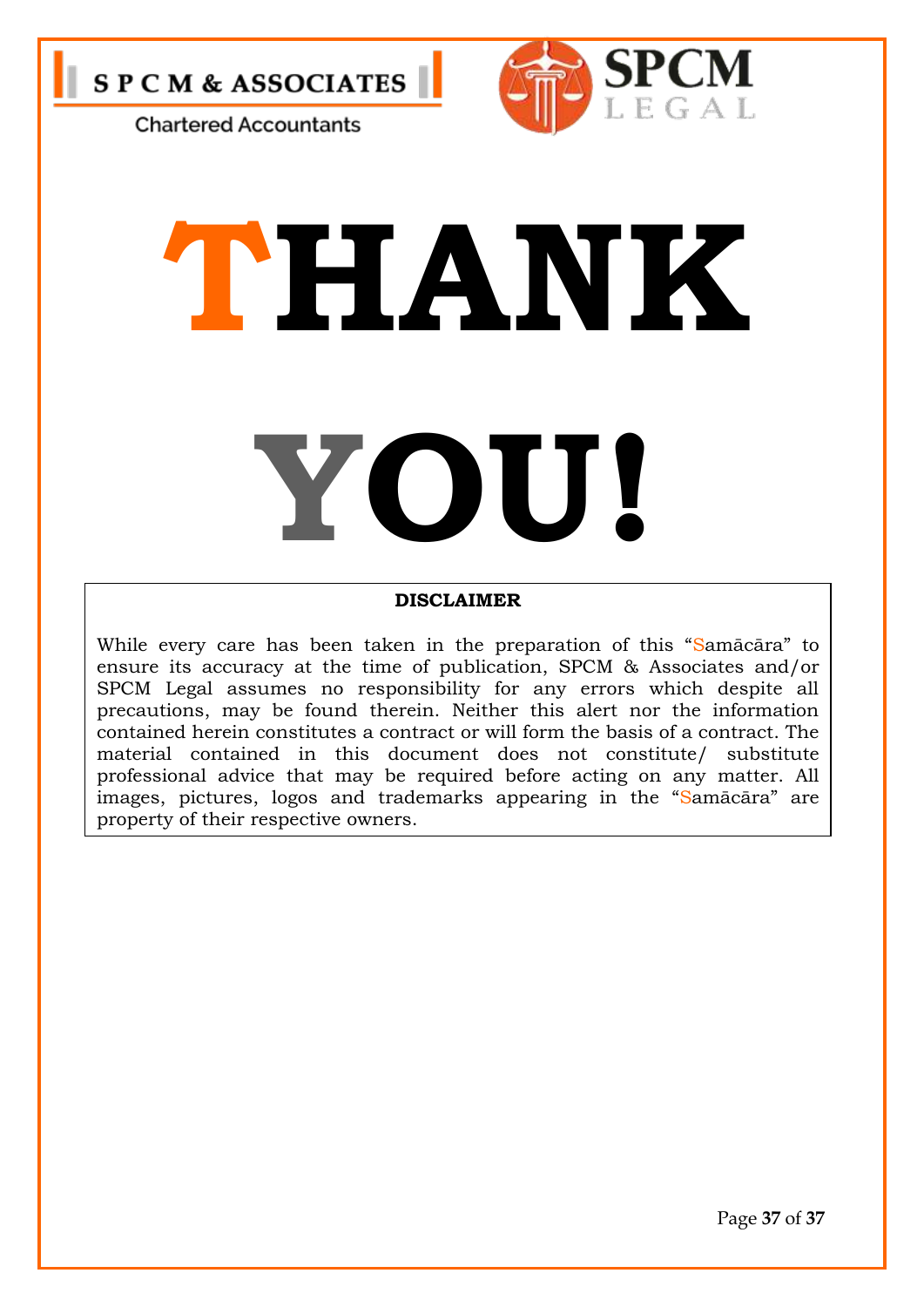S P C M & ASSOCIATES

Chartered Accountants

SPCM LEGAL

# THANK YOU!

**DISCLAIMER**

While every care has been taken in the preparation of this "Samācāra" to ensure its accuracy at the time of publication, SPCM & Associates and/or SPCM Legal assumes no responsibility for any errors which despite all precautions, may be found therein. Neither this alert nor the information contained herein constitutes a contract or will form the basis of a contract. The material contained in this document does not constitute/ substitute professional advice that may be required before acting on any matter. All images, pictures, logos and trademarks appearing in the "Samācāra" are property of their respective owners.